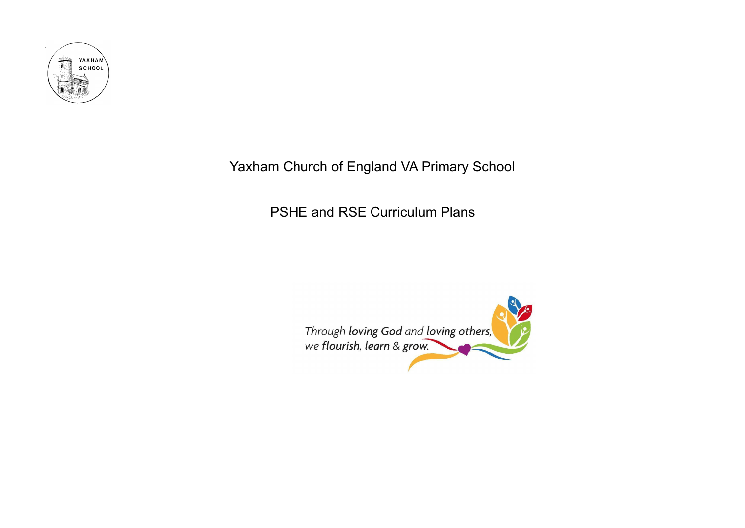# Yaxham Church of England VA Primary School

## PSHE and RSE Curriculum Plans

*Through* ***loving God*** *and* ***loving others,*** *we* ***flourish, learn*** *&* ***grow.***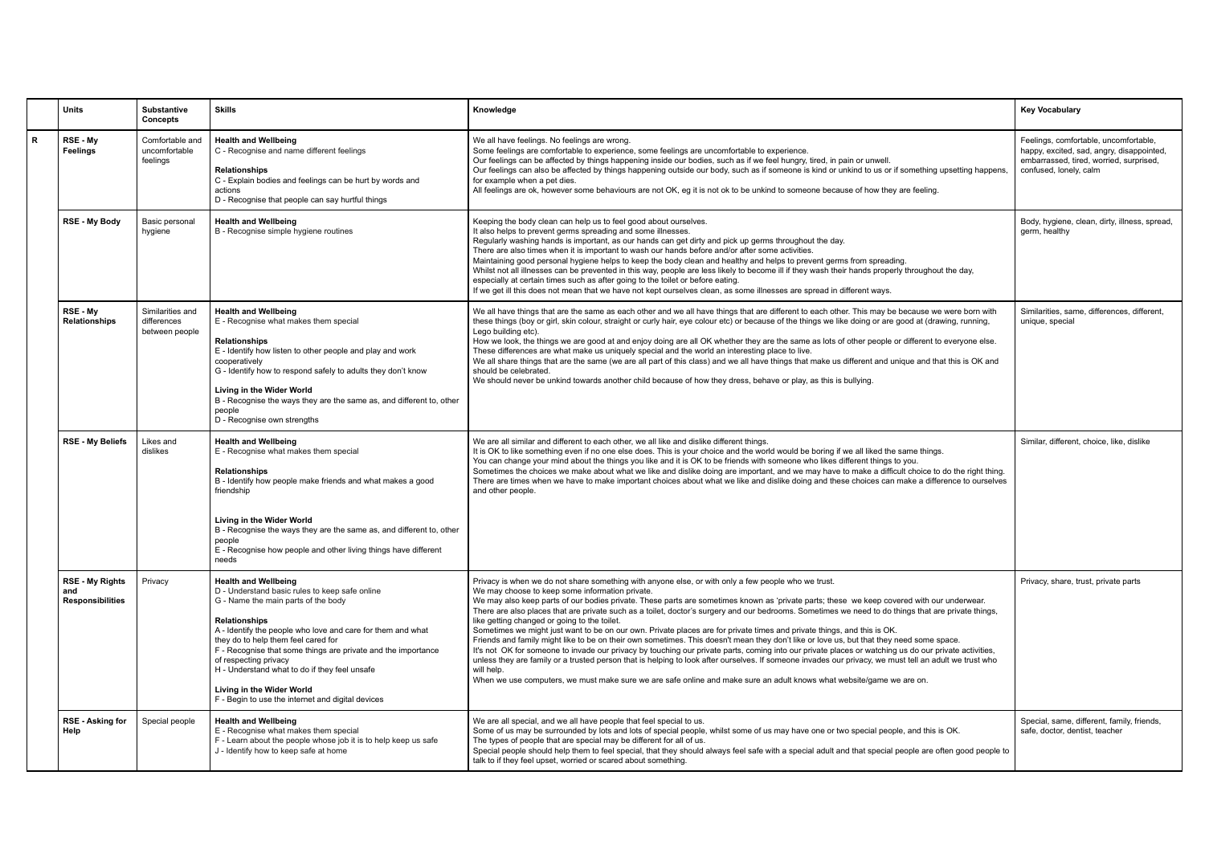| | Units | Substantive Concepts | Skills | Knowledge | Key Vocabulary |
|---|---|---|---|---|---|
| R | RSE - My Feelings | Comfortable and uncomfortable feelings | **Health and Wellbeing**<br>C - Recognise and name different feelings<br><br>**Relationships**<br>C - Explain bodies and feelings can be hurt by words and actions<br>D - Recognise that people can say hurtful things | We all have feelings. No feelings are wrong.<br>Some feelings are comfortable to experience, some feelings are uncomfortable to experience.<br>Our feelings can be affected by things happening inside our bodies, such as if we feel hungry, tired, in pain or unwell.<br>Our feelings can also be affected by things happening outside our body, such as if someone is kind or unkind to us or if something upsetting happens, for example when a pet dies.<br>All feelings are ok, however some behaviours are not OK, eg it is not ok to be unkind to someone because of how they are feeling. | Feelings, comfortable, uncomfortable, happy, excited, sad, angry, disappointed, embarrassed, tired, worried, surprised, confused, lonely, calm |
| | RSE - My Body | Basic personal hygiene | **Health and Wellbeing**<br>B - Recognise simple hygiene routines | Keeping the body clean can help us to feel good about ourselves.<br>It also helps to prevent germs spreading and some illnesses.<br>Regularly washing hands is important, as our hands can get dirty and pick up germs throughout the day.<br>There are also times when it is important to wash our hands before and/or after some activities.<br>Maintaining good personal hygiene helps to keep the body clean and healthy and helps to prevent germs from spreading.<br>Whilst not all illnesses can be prevented in this way, people are less likely to become ill if they wash their hands properly throughout the day, especially at certain times such as after going to the toilet or before eating.<br>If we get ill this does not mean that we have not kept ourselves clean, as some illnesses are spread in different ways. | Body, hygiene, clean, dirty, illness, spread, germ, healthy |
| | RSE - My Relationships | Similarities and differences between people | **Health and Wellbeing**<br>E - Recognise what makes them special<br><br>**Relationships**<br>E - Identify how listen to other people and play and work cooperatively<br>G - Identify how to respond safely to adults they don't know<br><br>**Living in the Wider World**<br>B - Recognise the ways they are the same as, and different to, other people<br>D - Recognise own strengths | We all have things that are the same as each other and we all have things that are different to each other. This may be because we were born with these things (boy or girl, skin colour, straight or curly hair, eye colour etc) or because of the things we like doing or are good at (drawing, running, Lego building etc).<br>How we look, the things we are good at and enjoy doing are all OK whether they are the same as lots of other people or different to everyone else. These differences are what make us uniquely special and the world an interesting place to live.<br>We all share things that are the same (we are all part of this class) and we all have things that make us different and unique and that this is OK and should be celebrated.<br>We should never be unkind towards another child because of how they dress, behave or play, as this is bullying. | Similarities, same, differences, different, unique, special |
| | RSE - My Beliefs | Likes and dislikes | **Health and Wellbeing**<br>E - Recognise what makes them special<br><br>**Relationships**<br>B - Identify how people make friends and what makes a good friendship<br><br>**Living in the Wider World**<br>B - Recognise the ways they are the same as, and different to, other people<br>E - Recognise how people and other living things have different needs | We are all similar and different to each other, we all like and dislike different things.<br>It is OK to like something even if no one else does. This is your choice and the world would be boring if we all liked the same things.<br>You can change your mind about the things you like and it is OK to be friends with someone who likes different things to you.<br>Sometimes the choices we make about what we like and dislike doing are important, and we may have to make a difficult choice to do the right thing.<br>There are times when we have to make important choices about what we like and dislike doing and these choices can make a difference to ourselves and other people. | Similar, different, choice, like, dislike |
| | RSE - My Rights and Responsibilities | Privacy | **Health and Wellbeing**<br>D - Understand basic rules to keep safe online<br>G - Name the main parts of the body<br><br>**Relationships**<br>A - Identify the people who love and care for them and what they do to help them feel cared for<br>F - Recognise that some things are private and the importance of respecting privacy<br>H - Understand what to do if they feel unsafe<br><br>**Living in the Wider World**<br>F - Begin to use the internet and digital devices | Privacy is when we do not share something with anyone else, or with only a few people who we trust.<br>We may choose to keep some information private.<br>We may also keep parts of our bodies private. These parts are sometimes known as 'private parts; these we keep covered with our underwear.<br>There are also places that are private such as a toilet, doctor's surgery and our bedrooms. Sometimes we need to do things that are private things, like getting changed or going to the toilet.<br>Sometimes we might just want to be on our own. Private places are for private times and private things, and this is OK.<br>Friends and family might like to be on their own sometimes. This doesn't mean they don't like or love us, but that they need some space.<br>It's not OK for someone to invade our privacy by touching our private parts, coming into our private places or watching us do our private activities, unless they are family or a trusted person that is helping to look after ourselves. If someone invades our privacy, we must tell an adult we trust who will help.<br>When we use computers, we must make sure we are safe online and make sure an adult knows what website/game we are on. | Privacy, share, trust, private parts |
| | RSE - Asking for Help | Special people | **Health and Wellbeing**<br>E - Recognise what makes them special<br>F - Learn about the people whose job it is to help keep us safe<br>J - Identify how to keep safe at home | We are all special, and we all have people that feel special to us.<br>Some of us may be surrounded by lots and lots of special people, whilst some of us may have one or two special people, and this is OK.<br>The types of people that are special may be different for all of us.<br>Special people should help them to feel special, that they should always feel safe with a special adult and that special people are often good people to talk to if they feel upset, worried or scared about something. | Special, same, different, family, friends, safe, doctor, dentist, teacher |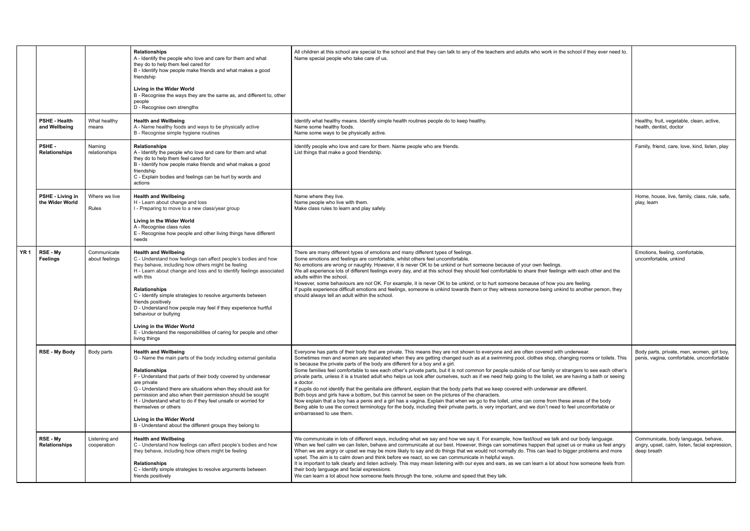| | | | | | |
|---|---|---|---|---|---|
| | | | **Relationships**<br>A - Identify the people who love and care for them and what they do to help them feel cared for<br>B - Identify how people make friends and what makes a good friendship<br><br>**Living in the Wider World**<br>B - Recognise the ways they are the same as, and different to, other people<br>D - Recognise own strengths | All children at this school are special to the school and that they can talk to any of the teachers and adults who work in the school if they ever need to.<br>Name special people who take care of us. | |
| | **PSHE - Health and Wellbeing** | What healthy means | **Health and Wellbeing**<br>A - Name healthy foods and ways to be physically active<br>B - Recognise simple hygiene routines | Identify what healthy means. Identify simple health routines people do to keep healthy.<br>Name some healthy foods.<br>Name some ways to be physically active. | Healthy, fruit, vegetable, clean, active, health, dentist, doctor |
| | **PSHE - Relationships** | Naming relationships | **Relationships**<br>A - Identify the people who love and care for them and what they do to help them feel cared for<br>B - Identify how people make friends and what makes a good friendship<br>C - Explain bodies and feelings can be hurt by words and actions | Identify people who love and care for them. Name people who are friends.<br>List things that make a good friendship. | Family, friend, care, love, kind, listen, play |
| | **PSHE - Living in the Wider World** | Where we live<br><br>Rules | **Health and Wellbeing**<br>H - Learn about change and loss<br>I - Preparing to move to a new class/year group<br><br>**Living in the Wider World**<br>A - Recognise class rules<br>E - Recognise how people and other living things have different needs | Name where they live.<br>Name people who live with them.<br>Make class rules to learn and play safely. | Home, house, live, family, class, rule, safe, play, learn |
| **YR 1** | **RSE - My Feelings** | Communicate about feelings | **Health and Wellbeing**<br>C - Understand how feelings can affect people's bodies and how they behave, including how others might be feeling<br>H - Learn about change and loss and to identify feelings associated with this<br><br>**Relationships**<br>C - Identify simple strategies to resolve arguments between friends positively<br>D - Understand how people may feel if they experience hurtful behaviour or bullying<br><br>**Living in the Wider World**<br>E - Understand the responsibilities of caring for people and other living things | There are many different types of emotions and many different types of feelings.<br>Some emotions and feelings are comfortable, whilst others feel uncomfortable.<br>No emotions are wrong or naughty. However, it is never OK to be unkind or hurt someone because of your own feelings.<br>We all experience lots of different feelings every day, and at this school they should feel comfortable to share their feelings with each other and the adults within the school.<br>However, some behaviours are not OK. For example, it is never OK to be unkind, or to hurt someone because of how you are feeling.<br>If pupils experience difficult emotions and feelings, someone is unkind towards them or they witness someone being unkind to another person, they should always tell an adult within the school. | Emotions, feeling, comfortable, uncomfortable, unkind |
| | **RSE - My Body** | Body parts | **Health and Wellbeing**<br>G - Name the main parts of the body including external genitalia<br><br>**Relationships**<br>F - Understand that parts of their body covered by underwear are private<br>G - Understand there are situations when they should ask for permission and also when their permission should be sought<br>H - Understand what to do if they feel unsafe or worried for themselves or others<br><br>**Living in the Wider World**<br>B - Understand about the different groups they belong to | Everyone has parts of their body that are private. This means they are not shown to everyone and are often covered with underwear.<br>Sometimes men and women are separated when they are getting changed such as at a swimming pool, clothes shop, changing rooms or toilets. This is because the private parts of the body are different for a boy and a girl.<br>Some families feel comfortable to see each other's private parts, but it is not common for people outside of our family or strangers to see each other's private parts, unless it is a trusted adult who helps us look after ourselves, such as if we need help going to the toilet, we are having a bath or seeing a doctor.<br>If pupils do not identify that the genitalia are different, explain that the body parts that we keep covered with underwear are different.<br>Both boys and girls have a bottom, but this cannot be seen on the pictures of the characters.<br>Now explain that a boy has a penis and a girl has a vagina. Explain that when we go to the toilet, urine can come from these areas of the body<br>Being able to use the correct terminology for the body, including their private parts, is very important, and we don't need to feel uncomfortable or embarrassed to use them. | Body parts, private, men, women, girl boy, penis, vagina, comfortable, uncomfortable |
| | **RSE - My Relationships** | Listening and cooperation | **Health and Wellbeing**<br>C - Understand how feelings can affect people's bodies and how they behave, including how others might be feeling<br><br>**Relationships**<br>C - Identify simple strategies to resolve arguments between friends positively | We communicate in lots of different ways, including what we say and how we say it. For example, how fast/loud we talk and our body language.<br>When we feel calm we can listen, behave and communicate at our best. However, things can sometimes happen that upset us or make us feel angry.<br>When we are angry or upset we may be more likely to say and do things that we would not normally do. This can lead to bigger problems and more upset. The aim is to calm down and think before we react, so we can communicate in helpful ways.<br>It is important to talk clearly and listen actively. This may mean listening with our eyes and ears, as we can learn a lot about how someone feels from their body language and facial expressions.<br>We can learn a lot about how someone feels through the tone, volume and speed that they talk. | Communicate, body language, behave, angry, upset, calm, listen, facial expression, deep breath |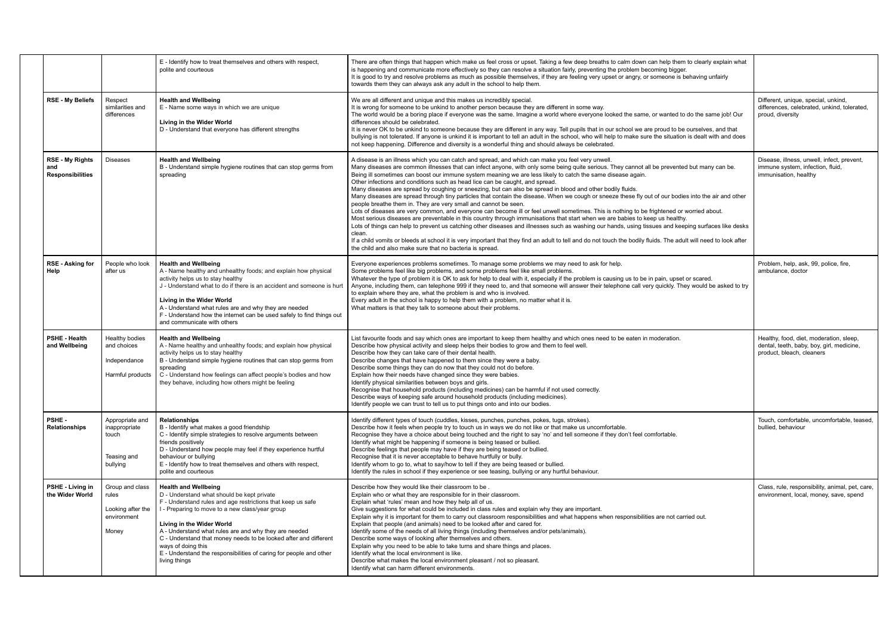| | | | | |
|---|---|---|---|---|
| | | E - Identify how to treat themselves and others with respect, polite and courteous | There are often things that happen which make us feel cross or upset. Taking a few deep breaths to calm down can help them to clearly explain what is happening and communicate more effectively so they can resolve a situation fairly, preventing the problem becoming bigger.<br>It is good to try and resolve problems as much as possible themselves, if they are feeling very upset or angry, or someone is behaving unfairly towards them they can always ask any adult in the school to help them. | |
| **RSE - My Beliefs** | Respect similarities and differences | **Health and Wellbeing**<br>E - Name some ways in which we are unique<br><br>**Living in the Wider World**<br>D - Understand that everyone has different strengths | We are all different and unique and this makes us incredibly special.<br>It is wrong for someone to be unkind to another person because they are different in some way.<br>The world would be a boring place if everyone was the same. Imagine a world where everyone looked the same, or wanted to do the same job! Our differences should be celebrated.<br>It is never OK to be unkind to someone because they are different in any way. Tell pupils that in our school we are proud to be ourselves, and that bullying is not tolerated. If anyone is unkind it is important to tell an adult in the school, who will help to make sure the situation is dealt with and does not keep happening. Difference and diversity is a wonderful thing and should always be celebrated. | Different, unique, special, unkind, differences, celebrated, unkind, tolerated, proud, diversity |
| **RSE - My Rights and Responsibilities** | Diseases | **Health and Wellbeing**<br>B - Understand simple hygiene routines that can stop germs from spreading | A disease is an illness which you can catch and spread, and which can make you feel very unwell.<br>Many diseases are common illnesses that can infect anyone, with only some being quite serious. They cannot all be prevented but many can be.<br>Being ill sometimes can boost our immune system meaning we are less likely to catch the same disease again.<br>Other infections and conditions such as head lice can be caught, and spread.<br>Many diseases are spread by coughing or sneezing, but can also be spread in blood and other bodily fluids.<br>Many diseases are spread through tiny particles that contain the disease. When we cough or sneeze these fly out of our bodies into the air and other people breathe them in. They are very small and cannot be seen.<br>Lots of diseases are very common, and everyone can become ill or feel unwell sometimes. This is nothing to be frightened or worried about.<br>Most serious diseases are preventable in this country through immunisations that start when we are babies to keep us healthy.<br>Lots of things can help to prevent us catching other diseases and illnesses such as washing our hands, using tissues and keeping surfaces like desks clean.<br>If a child vomits or bleeds at school it is very important that they find an adult to tell and do not touch the bodily fluids. The adult will need to look after the child and also make sure that no bacteria is spread. | Disease, illness, unwell, infect, prevent, immune system, infection, fluid, immunisation, healthy |
| **RSE - Asking for Help** | People who look after us | **Health and Wellbeing**<br>A - Name healthy and unhealthy foods; and explain how physical activity helps us to stay healthy<br>J - Understand what to do if there is an accident and someone is hurt<br><br>**Living in the Wider World**<br>A - Understand what rules are and why they are needed<br>F - Understand how the internet can be used safely to find things out and communicate with others | Everyone experiences problems sometimes. To manage some problems we may need to ask for help.<br>Some problems feel like big problems, and some problems feel like small problems.<br>Whatever the type of problem it is OK to ask for help to deal with it, especially if the problem is causing us to be in pain, upset or scared.<br>Anyone, including them, can telephone 999 if they need to, and that someone will answer their telephone call very quickly. They would be asked to try to explain where they are, what the problem is and who is involved.<br>Every adult in the school is happy to help them with a problem, no matter what it is.<br>What matters is that they talk to someone about their problems. | Problem, help, ask, 99, police, fire, ambulance, doctor |
| **PSHE - Health and Wellbeing** | Healthy bodies and choices<br><br>Independance<br><br>Harmful products | **Health and Wellbeing**<br>A - Name healthy and unhealthy foods; and explain how physical activity helps us to stay healthy<br>B - Understand simple hygiene routines that can stop germs from spreading<br>C - Understand how feelings can affect people's bodies and how they behave, including how others might be feeling | List favourite foods and say which ones are important to keep them healthy and which ones need to be eaten in moderation.<br>Describe how physical activity and sleep helps their bodies to grow and them to feel well.<br>Describe how they can take care of their dental health.<br>Describe changes that have happened to them since they were a baby.<br>Describe some things they can do now that they could not do before.<br>Explain how their needs have changed since they were babies.<br>Identify physical similarities between boys and girls.<br>Recognise that household products (including medicines) can be harmful if not used correctly.<br>Describe ways of keeping safe around household products (including medicines).<br>Identify people we can trust to tell us to put things onto and into our bodies. | Healthy, food, diet, moderation, sleep, dental, teeth, baby, boy, girl, medicine, product, bleach, cleaners |
| **PSHE - Relationships** | Appropriate and inappropriate touch<br><br>Teasing and bullying | **Relationships**<br>B - Identify what makes a good friendship<br>C - Identify simple strategies to resolve arguments between friends positively<br>D - Understand how people may feel if they experience hurtful behaviour or bullying<br>E - Identify how to treat themselves and others with respect, polite and courteous | Identify different types of touch (cuddles, kisses, punches, pokes, tugs, strokes).<br>Describe how it feels when people try to touch us in ways we do not like or that make us uncomfortable.<br>Recognise they have a choice about being touched and the right to say 'no' and tell someone if they don't feel comfortable.<br>Identify what might be happening if someone is being teased or bullied.<br>Describe feelings that people may have if they are being teased or bullied.<br>Recognise that it is never acceptable to behave hurtfully or bully.<br>Identify whom to go to, what to say/how to tell if they are being teased or bullied.<br>Identify the rules in school if they experience or see teasing, bullying or any hurtful behaviour. | Touch, comfortable, uncomfortable, teased, bullied, behaviour |
| **PSHE - Living in the Wider World** | Group and class rules<br><br>Looking after the environment<br><br>Money | **Health and Wellbeing**<br>D - Understand what should be kept private<br>F - Understand rules and age restrictions that keep us safe<br>I - Preparing to move to a new class/year group<br><br>**Living in the Wider World**<br>A - Understand what rules are and why they are needed<br>C - Understand that money needs to be looked after and different ways of doing this<br>E - Understand the responsibilities of caring for people and other living things | Describe how they would like their classroom to be .<br>Explain who or what they are responsible for in their classroom.<br>Explain what 'rules' mean and how they help all of us.<br>Give suggestions for what could be included in class rules and explain why they are important.<br>Explain why it is important for them to carry out classroom responsibilities and what happens when responsibilities are not carried out.<br>Explain that people (and animals) need to be looked after and cared for.<br>Identify some of the needs of all living things (including themselves and/or pets/animals).<br>Describe some ways of looking after themselves and others.<br>Explain why you need to be able to take turns and share things and places.<br>Identify what the local environment is like.<br>Describe what makes the local environment pleasant / not so pleasant.<br>Identify what can harm different environments. | Class, rule, responsibility, animal, pet, care, environment, local, money, save, spend |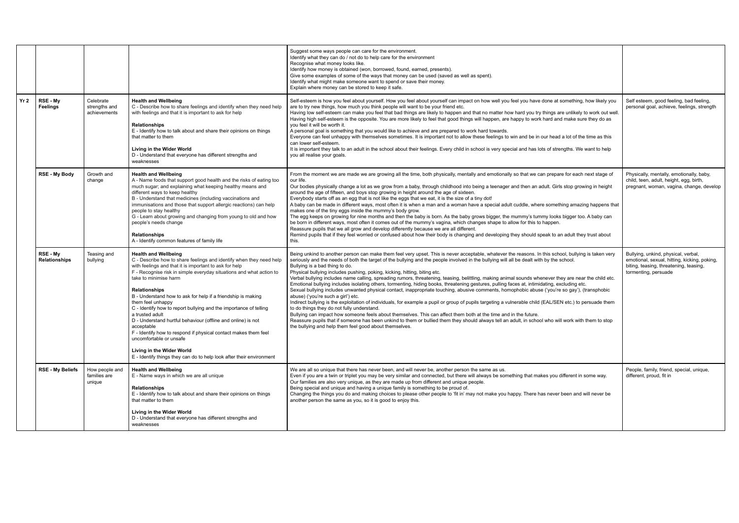|  |  |  |  | Suggest some ways people can care for the environment.<br>Identify what they can do / not do to help care for the environment<br>Recognise what money looks like.<br>Identify how money is obtained (won, borrowed, found, earned, presents).<br>Give some examples of some of the ways that money can be used (saved as well as spent).<br>Identify what might make someone want to spend or save their money.<br>Explain where money can be stored to keep it safe. |  |
|---|---|---|---|---|---|
| **Yr 2** | **RSE - My Feelings** | Celebrate strengths and achievements | **Health and Wellbeing**<br>C - Describe how to share feelings and identify when they need help with feelings and that it is important to ask for help<br><br>**Relationships**<br>E - Identify how to talk about and share their opinions on things that matter to them<br><br>**Living in the Wider World**<br>D - Understand that everyone has different strengths and weaknesses | Self-esteem is how you feel about yourself. How you feel about yourself can impact on how well you feel you have done at something, how likely you are to try new things, how much you think people will want to be your friend etc.<br>Having low self-esteem can make you feel that bad things are likely to happen and that no matter how hard you try things are unlikely to work out well.<br>Having high self-esteem is the opposite. You are more likely to feel that good things will happen, are happy to work hard and make sure they do as you feel it will be worth it.<br>A personal goal is something that you would like to achieve and are prepared to work hard towards.<br>Everyone can feel unhappy with themselves sometimes. It is important not to allow these feelings to win and be in our head a lot of the time as this can lower self-esteem.<br>It is important they talk to an adult in the school about their feelings. Every child in school is very special and has lots of strengths. We want to help you all realise your goals. | Self esteem, good feeling, bad feeling, personal goal, achieve, feelings, strength |
|  | **RSE - My Body** | Growth and change | **Health and Wellbeing**<br>A - Name foods that support good health and the risks of eating too much sugar; and explaining what keeping healthy means and different ways to keep healthy<br>B - Understand that medicines (including vaccinations and immunisations and those that support allergic reactions) can help people to stay healthy<br>G - Learn about growing and changing from young to old and how people's needs change<br><br>**Relationships**<br>A - Identify common features of family life | From the moment we are made we are growing all the time, both physically, mentally and emotionally so that we can prepare for each next stage of our life.<br>Our bodies physically change a lot as we grow from a baby, through childhood into being a teenager and then an adult. Girls stop growing in height around the age of fifteen, and boys stop growing in height around the age of sixteen.<br>Everybody starts off as an egg that is not like the eggs that we eat, it is the size of a tiny dot!<br>A baby can be made in different ways, most often it is when a man and a woman have a special adult cuddle, where something amazing happens that makes one of the tiny eggs inside the mummy's body grow.<br>The egg keeps on growing for nine months and then the baby is born. As the baby grows bigger, the mummy's tummy looks bigger too. A baby can be born in different ways, most often it comes out of the mummy's vagina, which changes shape to allow for this to happen.<br>Reassure pupils that we all grow and develop differently because we are all different.<br>Remind pupils that if they feel worried or confused about how their body is changing and developing they should speak to an adult they trust about this. | Physically, mentally, emotionally, baby, child, teen, adult, height, egg, birth, pregnant, woman, vagina, change, develop |
|  | **RSE - My Relationships** | Teasing and bullying | **Health and Wellbeing**<br>C - Describe how to share feelings and identify when they need help with feelings and that it is important to ask for help<br>F - Recognise risk in simple everyday situations and what action to take to minimise harm<br><br>**Relationships**<br>B - Understand how to ask for help if a friendship is making them feel unhappy<br>C - Identify how to report bullying and the importance of telling a trusted adult<br>D - Understand hurtful behaviour (offline and online) is not acceptable<br>F - Identify how to respond if physical contact makes them feel uncomfortable or unsafe<br><br>**Living in the Wider World**<br>E - Identify things they can do to help look after their environment | Being unkind to another person can make them feel very upset. This is never acceptable, whatever the reasons. In this school, bullying is taken very seriously and the needs of both the target of the bullying and the people involved in the bullying will all be dealt with by the school.<br>Bullying is a bad thing to do.<br>Physical bullying includes pushing, poking, kicking, hitting, biting etc.<br>Verbal bullying includes name calling, spreading rumors, threatening, teasing, belittling, making animal sounds whenever they are near the child etc.<br>Emotional bullying includes isolating others, tormenting, hiding books, threatening gestures, pulling faces at, intimidating, excluding etc.<br>Sexual bullying includes unwanted physical contact, inappropriate touching, abusive comments, homophobic abuse ('you're so gay'), (transphobic abuse) ('you're such a girl') etc.<br>Indirect bullying is the exploitation of individuals, for example a pupil or group of pupils targeting a vulnerable child (EAL/SEN etc.) to persuade them to do things they do not fully understand.<br>Bullying can impact how someone feels about themselves. This can affect them both at the time and in the future.<br>Reassure pupils that if someone has been unkind to them or bullied them they should always tell an adult, in school who will work with them to stop the bullying and help them feel good about themselves. | Bullying, unkind, physical, verbal, emotional, sexual, hitting, kicking, poking, biting, teasing, threatening, teasing, tormenting, persuade |
|  | **RSE - My Beliefs** | How people and families are unique | **Health and Wellbeing**<br>E - Name ways in which we are all unique<br><br>**Relationships**<br>E - Identify how to talk about and share their opinions on things that matter to them<br><br>**Living in the Wider World**<br>D - Understand that everyone has different strengths and weaknesses | We are all so unique that there has never been, and will never be, another person the same as us.<br>Even if you are a twin or triplet you may be very similar and connected, but there will always be something that makes you different in some way.<br>Our families are also very unique, as they are made up from different and unique people.<br>Being special and unique and having a unique family is something to be proud of.<br>Changing the things you do and making choices to please other people to 'fit in' may not make you happy. There has never been and will never be another person the same as you, so it is good to enjoy this. | People, family, friend, special, unique, different, proud, fit in |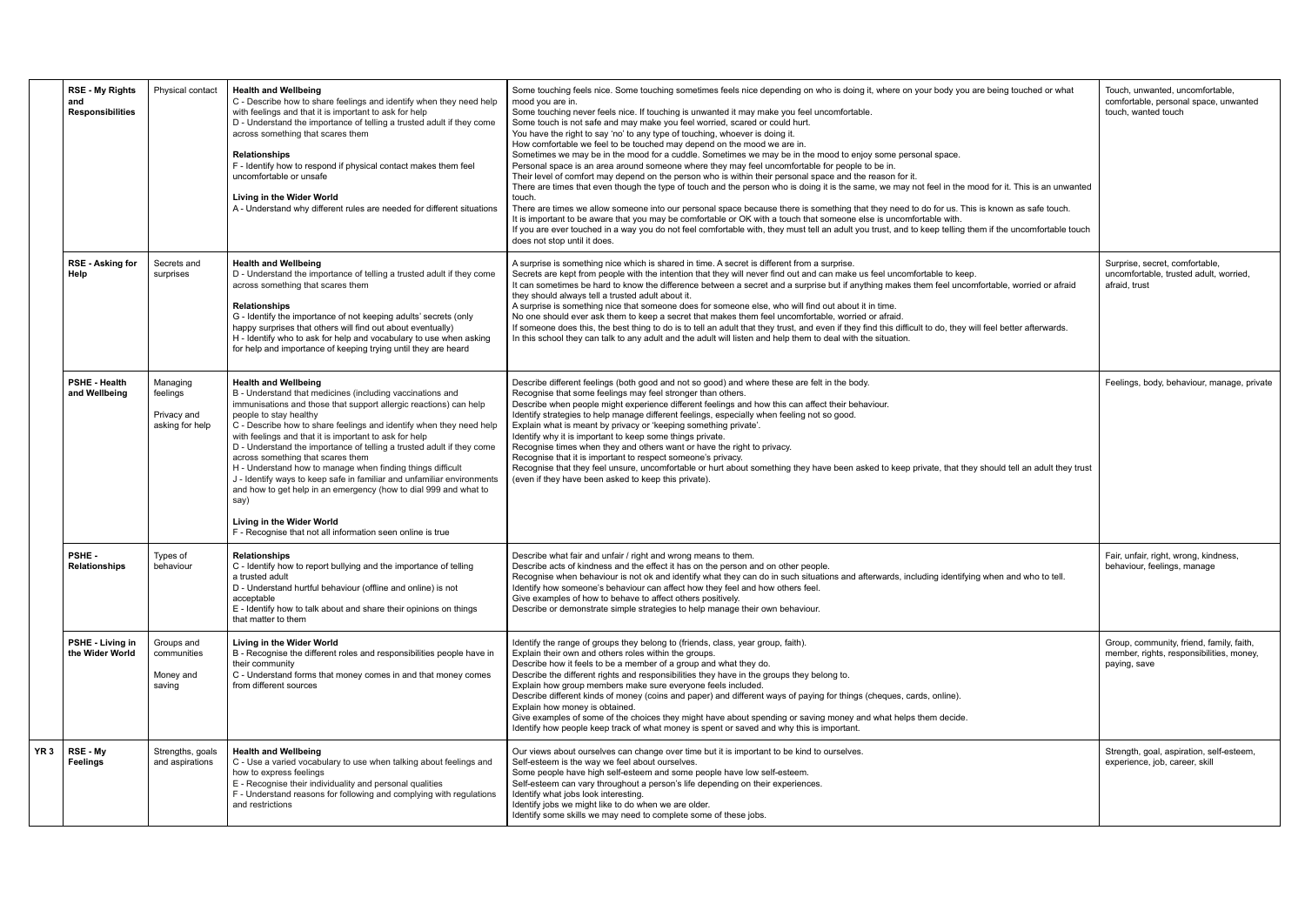| | | | | | |
|---|---|---|---|---|---|
| | **RSE - My Rights and Responsibilities** | Physical contact | **Health and Wellbeing**<br>C - Describe how to share feelings and identify when they need help with feelings and that it is important to ask for help<br>D - Understand the importance of telling a trusted adult if they come across something that scares them<br><br>**Relationships**<br>F - Identify how to respond if physical contact makes them feel uncomfortable or unsafe<br><br>**Living in the Wider World**<br>A - Understand why different rules are needed for different situations | Some touching feels nice. Some touching sometimes feels nice depending on who is doing it, where on your body you are being touched or what mood you are in.<br>Some touching never feels nice. If touching is unwanted it may make you feel uncomfortable.<br>Some touch is not safe and may make you feel worried, scared or could hurt.<br>You have the right to say 'no' to any type of touching, whoever is doing it.<br>How comfortable we feel to be touched may depend on the mood we are in.<br>Sometimes we may be in the mood for a cuddle. Sometimes we may be in the mood to enjoy some personal space.<br>Personal space is an area around someone where they may feel uncomfortable for people to be in.<br>Their level of comfort may depend on the person who is within their personal space and the reason for it.<br>There are times that even though the type of touch and the person who is doing it is the same, we may not feel in the mood for it. This is an unwanted touch.<br>There are times we allow someone into our personal space because there is something that they need to do for us. This is known as safe touch.<br>It is important to be aware that you may be comfortable or OK with a touch that someone else is uncomfortable with.<br>If you are ever touched in a way you do not feel comfortable with, they must tell an adult you trust, and to keep telling them if the uncomfortable touch does not stop until it does. | Touch, unwanted, uncomfortable, comfortable, personal space, unwanted touch, wanted touch |
| | **RSE - Asking for Help** | Secrets and surprises | **Health and Wellbeing**<br>D - Understand the importance of telling a trusted adult if they come across something that scares them<br><br>**Relationships**<br>G - Identify the importance of not keeping adults' secrets (only happy surprises that others will find out about eventually)<br>H - Identify who to ask for help and vocabulary to use when asking for help and importance of keeping trying until they are heard | A surprise is something nice which is shared in time. A secret is different from a surprise.<br>Secrets are kept from people with the intention that they will never find out and can make us feel uncomfortable to keep.<br>It can sometimes be hard to know the difference between a secret and a surprise but if anything makes them feel uncomfortable, worried or afraid they should always tell a trusted adult about it.<br>A surprise is something nice that someone does for someone else, who will find out about it in time.<br>No one should ever ask them to keep a secret that makes them feel uncomfortable, worried or afraid.<br>If someone does this, the best thing to do is to tell an adult that they trust, and even if they find this difficult to do, they will feel better afterwards.<br>In this school they can talk to any adult and the adult will listen and help them to deal with the situation. | Surprise, secret, comfortable, uncomfortable, trusted adult, worried, afraid, trust |
| | **PSHE - Health and Wellbeing** | Managing feelings<br><br>Privacy and asking for help | **Health and Wellbeing**<br>B - Understand that medicines (including vaccinations and immunisations and those that support allergic reactions) can help people to stay healthy<br>C - Describe how to share feelings and identify when they need help with feelings and that it is important to ask for help<br>D - Understand the importance of telling a trusted adult if they come across something that scares them<br>H - Understand how to manage when finding things difficult<br>J - Identify ways to keep safe in familiar and unfamiliar environments and how to get help in an emergency (how to dial 999 and what to say)<br><br>**Living in the Wider World**<br>F - Recognise that not all information seen online is true | Describe different feelings (both good and not so good) and where these are felt in the body.<br>Recognise that some feelings may feel stronger than others.<br>Describe when people might experience different feelings and how this can affect their behaviour.<br>Identify strategies to help manage different feelings, especially when feeling not so good.<br>Explain what is meant by privacy or 'keeping something private'.<br>Identify why it is important to keep some things private.<br>Recognise times when they and others want or have the right to privacy.<br>Recognise that it is important to respect someone's privacy.<br>Recognise that they feel unsure, uncomfortable or hurt about something they have been asked to keep private, that they should tell an adult they trust (even if they have been asked to keep this private). | Feelings, body, behaviour, manage, private |
| | **PSHE - Relationships** | Types of behaviour | **Relationships**<br>C - Identify how to report bullying and the importance of telling a trusted adult<br>D - Understand hurtful behaviour (offline and online) is not acceptable<br>E - Identify how to talk about and share their opinions on things that matter to them | Describe what fair and unfair / right and wrong means to them.<br>Describe acts of kindness and the effect it has on the person and on other people.<br>Recognise when behaviour is not ok and identify what they can do in such situations and afterwards, including identifying when and who to tell.<br>Identify how someone's behaviour can affect how they feel and how others feel.<br>Give examples of how to behave to affect others positively.<br>Describe or demonstrate simple strategies to help manage their own behaviour. | Fair, unfair, right, wrong, kindness, behaviour, feelings, manage |
| | **PSHE - Living in the Wider World** | Groups and communities<br><br>Money and saving | **Living in the Wider World**<br>B - Recognise the different roles and responsibilities people have in their community<br>C - Understand forms that money comes in and that money comes from different sources | Identify the range of groups they belong to (friends, class, year group, faith).<br>Explain their own and others roles within the groups.<br>Describe how it feels to be a member of a group and what they do.<br>Describe the different rights and responsibilities they have in the groups they belong to.<br>Explain how group members make sure everyone feels included.<br>Describe different kinds of money (coins and paper) and different ways of paying for things (cheques, cards, online).<br>Explain how money is obtained.<br>Give examples of some of the choices they might have about spending or saving money and what helps them decide.<br>Identify how people keep track of what money is spent or saved and why this is important. | Group, community, friend, family, faith, member, rights, responsibilities, money, paying, save |
| **YR 3** | **RSE - My Feelings** | Strengths, goals and aspirations | **Health and Wellbeing**<br>C - Use a varied vocabulary to use when talking about feelings and how to express feelings<br>E - Recognise their individuality and personal qualities<br>F - Understand reasons for following and complying with regulations and restrictions | Our views about ourselves can change over time but it is important to be kind to ourselves.<br>Self-esteem is the way we feel about ourselves.<br>Some people have high self-esteem and some people have low self-esteem.<br>Self-esteem can vary throughout a person's life depending on their experiences.<br>Identify what jobs look interesting.<br>Identify jobs we might like to do when we are older.<br>Identify some skills we may need to complete some of these jobs. | Strength, goal, aspiration, self-esteem, experience, job, career, skill |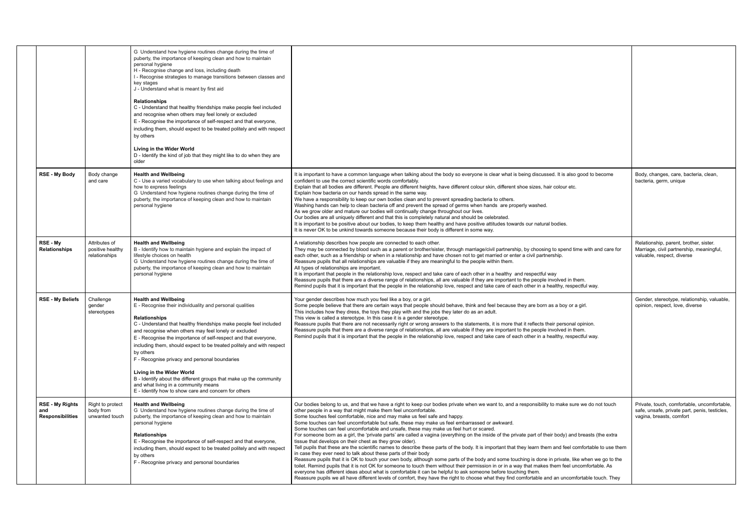| | | | | |
|---|---|---|---|---|
| | | G Understand how hygiene routines change during the time of puberty, the importance of keeping clean and how to maintain personal hygiene<br>H - Recognise change and loss, including death<br>I - Recognise strategies to manage transitions between classes and key stages<br>J - Understand what is meant by first aid<br><br>**Relationships**<br>C - Understand that healthy friendships make people feel included and recognise when others may feel lonely or excluded<br>E - Recognise the importance of self-respect and that everyone, including them, should expect to be treated politely and with respect by others<br><br>**Living in the Wider World**<br>D - Identify the kind of job that they might like to do when they are older | | |
| **RSE - My Body** | Body change and care | **Health and Wellbeing**<br>C - Use a varied vocabulary to use when talking about feelings and how to express feelings<br>G Understand how hygiene routines change during the time of puberty, the importance of keeping clean and how to maintain personal hygiene | It is important to have a common language when talking about the body so everyone is clear what is being discussed. It is also good to become confident to use the correct scientific words comfortably.<br>Explain that all bodies are different. People are different heights, have different colour skin, different shoe sizes, hair colour etc.<br>Explain how bacteria on our hands spread in the same way.<br>We have a responsibility to keep our own bodies clean and to prevent spreading bacteria to others.<br>Washing hands can help to clean bacteria off and prevent the spread of germs when hands are properly washed.<br>As we grow older and mature our bodies will continually change throughout our lives.<br>Our bodies are all uniquely different and that this is completely natural and should be celebrated.<br>It is important to be positive about our bodies, to keep them healthy and have positive attitudes towards our natural bodies.<br>It is never OK to be unkind towards someone because their body is different in some way. | Body, changes, care, bacteria, clean, bacteria, germ, unique |
| **RSE - My Relationships** | Attributes of positive healthy relationships | **Health and Wellbeing**<br>B - Identify how to maintain hygiene and explain the impact of lifestyle choices on health<br>G Understand how hygiene routines change during the time of puberty, the importance of keeping clean and how to maintain personal hygiene | A relationship describes how people are connected to each other.<br>They may be connected by blood such as a parent or brother/sister, through marriage/civil partnership, by choosing to spend time with and care for each other, such as a friendship or when in a relationship and have chosen not to get married or enter a civil partnership.<br>Reassure pupils that all relationships are valuable if they are meaningful to the people within them.<br>All types of relationships are important.<br>It is important that people in the relationship love, respect and take care of each other in a healthy and respectful way<br>Reassure pupils that there are a diverse range of relationships, all are valuable if they are important to the people involved in them.<br>Remind pupils that it is important that the people in the relationship love, respect and take care of each other in a healthy, respectful way. | Relationship, parent, brother, sister. Marriage, civil partnership, meaningful, valuable, respect, diverse |
| **RSE - My Beliefs** | Challenge gender stereotypes | **Health and Wellbeing**<br>E - Recognise their individuality and personal qualities<br><br>**Relationships**<br>C - Understand that healthy friendships make people feel included and recognise when others may feel lonely or excluded<br>E - Recognise the importance of self-respect and that everyone, including them, should expect to be treated politely and with respect by others<br>F - Recognise privacy and personal boundaries<br><br>**Living in the Wider World**<br>B - Identify about the different groups that make up the community and what living in a community means<br>E - Identify how to show care and concern for others | Your gender describes how much you feel like a boy, or a girl.<br>Some people believe that there are certain ways that people should behave, think and feel because they are born as a boy or a girl.<br>This includes how they dress, the toys they play with and the jobs they later do as an adult.<br>This view is called a stereotype. In this case it is a gender stereotype.<br>Reassure pupils that there are not necessarily right or wrong answers to the statements, it is more that it reflects their personal opinion.<br>Reassure pupils that there are a diverse range of relationships, all are valuable if they are important to the people involved in them.<br>Remind pupils that it is important that the people in the relationship love, respect and take care of each other in a healthy, respectful way. | Gender, stereotype, relationship, valuable, opinion, respect, love, diverse |
| **RSE - My Rights and Responsibilities** | Right to protect body from unwanted touch | **Health and Wellbeing**<br>G Understand how hygiene routines change during the time of puberty, the importance of keeping clean and how to maintain personal hygiene<br><br>**Relationships**<br>E - Recognise the importance of self-respect and that everyone, including them, should expect to be treated politely and with respect by others<br>F - Recognise privacy and personal boundaries | Our bodies belong to us, and that we have a right to keep our bodies private when we want to, and a responsibility to make sure we do not touch other people in a way that might make them feel uncomfortable.<br>Some touches feel comfortable, nice and may make us feel safe and happy.<br>Some touches can feel uncomfortable but safe, these may make us feel embarrassed or awkward.<br>Some touches can feel uncomfortable and unsafe, these may make us feel hurt or scared.<br>For someone born as a girl, the 'private parts' are called a vagina (everything on the inside of the private part of their body) and breasts (the extra tissue that develops on their chest as they grow older).<br>Tell pupils that these are the scientific names to describe these parts of the body. It is important that they learn them and feel comfortable to use them in case they ever need to talk about these parts of their body<br>Reassure pupils that it is OK to touch your own body, although some parts of the body and some touching is done in private, like when we go to the toilet. Remind pupils that it is not OK for someone to touch them without their permission in or in a way that makes them feel uncomfortable. As everyone has different ideas about what is comfortable it can be helpful to ask someone before touching them.<br>Reassure pupils we all have different levels of comfort, they have the right to choose what they find comfortable and an uncomfortable touch. They | Private, touch, comfortable, uncomfortable, safe, unsafe, private part, penis, testicles, vagina, breasts, comfort |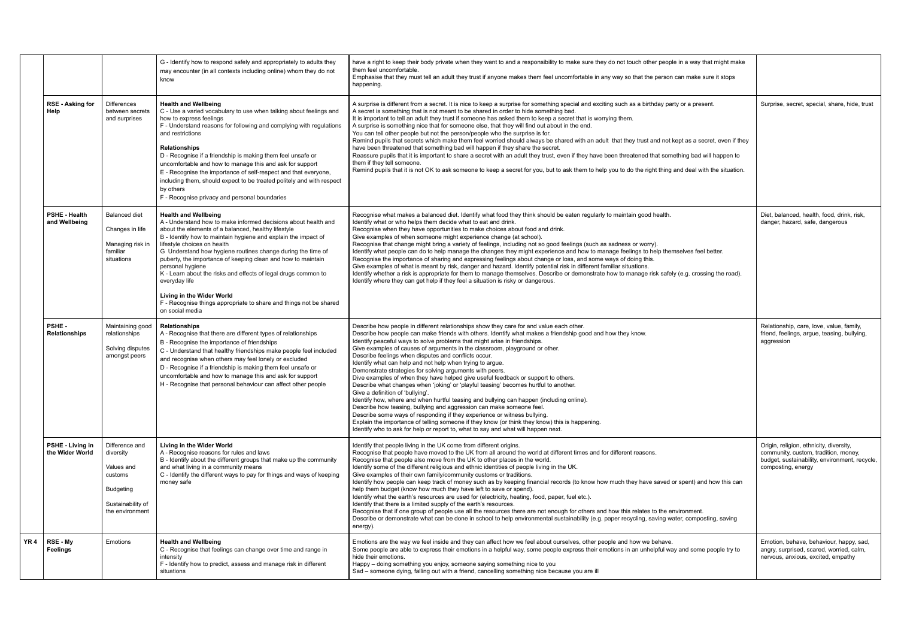| | | | | | |
|---|---|---|---|---|---|
| | | | G - Identify how to respond safely and appropriately to adults they may encounter (in all contexts including online) whom they do not know | have a right to keep their body private when they want to and a responsibility to make sure they do not touch other people in a way that might make them feel uncomfortable.<br>Emphasise that they must tell an adult they trust if anyone makes them feel uncomfortable in any way so that the person can make sure it stops happening. | |
| | **RSE - Asking for Help** | Differences between secrets and surprises | **Health and Wellbeing**<br>C - Use a varied vocabulary to use when talking about feelings and how to express feelings<br>F - Understand reasons for following and complying with regulations and restrictions<br><br>**Relationships**<br>D - Recognise if a friendship is making them feel unsafe or uncomfortable and how to manage this and ask for support<br>E - Recognise the importance of self-respect and that everyone, including them, should expect to be treated politely and with respect by others<br>F - Recognise privacy and personal boundaries | A surprise is different from a secret. It is nice to keep a surprise for something special and exciting such as a birthday party or a present.<br>A secret is something that is not meant to be shared in order to hide something bad.<br>It is important to tell an adult they trust if someone has asked them to keep a secret that is worrying them.<br>A surprise is something nice that for someone else, that they will find out about in the end.<br>You can tell other people but not the person/people who the surprise is for.<br>Remind pupils that secrets which make them feel worried should always be shared with an adult that they trust and not kept as a secret, even if they have been threatened that something bad will happen if they share the secret.<br>Reassure pupils that it is important to share a secret with an adult they trust, even if they have been threatened that something bad will happen to them if they tell someone.<br>Remind pupils that it is not OK to ask someone to keep a secret for you, but to ask them to help you to do the right thing and deal with the situation. | Surprise, secret, special, share, hide, trust |
| | **PSHE - Health and Wellbeing** | Balanced diet<br><br>Changes in life<br><br>Managing risk in familiar situations | **Health and Wellbeing**<br>A - Understand how to make informed decisions about health and about the elements of a balanced, healthy lifestyle<br>B - Identify how to maintain hygiene and explain the impact of lifestyle choices on health<br>G - Understand how hygiene routines change during the time of puberty, the importance of keeping clean and how to maintain personal hygiene<br>K - Learn about the risks and effects of legal drugs common to everyday life<br><br>**Living in the Wider World**<br>F - Recognise things appropriate to share and things not be shared on social media | Recognise what makes a balanced diet. Identify what food they think should be eaten regularly to maintain good health.<br>Identify what or who helps them decide what to eat and drink.<br>Recognise when they have opportunities to make choices about food and drink.<br>Give examples of when someone might experience change (at school).<br>Recognise that change might bring a variety of feelings, including not so good feelings (such as sadness or worry).<br>Identify what people can do to help manage the changes they might experience and how to manage feelings to help themselves feel better.<br>Recognise the importance of sharing and expressing feelings about change or loss, and some ways of doing this.<br>Give examples of what is meant by risk, danger and hazard. Identify potential risk in different familiar situations.<br>Identify whether a risk is appropriate for them to manage themselves. Describe or demonstrate how to manage risk safely (e.g. crossing the road).<br>Identify where they can get help if they feel a situation is risky or dangerous. | Diet, balanced, health, food, drink, risk, danger, hazard, safe, dangerous |
| | **PSHE - Relationships** | Maintaining good relationships<br><br>Solving disputes amongst peers | **Relationships**<br>A - Recognise that there are different types of relationships<br>B - Recognise the importance of friendships<br>C - Understand that healthy friendships make people feel included and recognise when others may feel lonely or excluded<br>D - Recognise if a friendship is making them feel unsafe or uncomfortable and how to manage this and ask for support<br>H - Recognise that personal behaviour can affect other people | Describe how people in different relationships show they care for and value each other.<br>Describe how people can make friends with others. Identify what makes a friendship good and how they know.<br>Identify peaceful ways to solve problems that might arise in friendships.<br>Give examples of causes of arguments in the classroom, playground or other.<br>Describe feelings when disputes and conflicts occur.<br>Identify what can help and not help when trying to argue.<br>Demonstrate strategies for solving arguments with peers.<br>Dive examples of when they have helped give useful feedback or support to others.<br>Describe what changes when 'joking' or 'playful teasing' becomes hurtful to another.<br>Give a definition of 'bullying'.<br>Identify how, where and when hurtful teasing and bullying can happen (including online).<br>Describe how teasing, bullying and aggression can make someone feel.<br>Describe some ways of responding if they experience or witness bullying.<br>Explain the importance of telling someone if they know (or think they know) this is happening.<br>Identify who to ask for help or report to, what to say and what will happen next. | Relationship, care, love, value, family, friend, feelings, argue, teasing, bullying, aggression |
| | **PSHE - Living in the Wider World** | Difference and diversity<br><br>Values and customs<br><br>Budgeting<br><br>Sustainability of the environment | **Living in the Wider World**<br>A - Recognise reasons for rules and laws<br>B - Identify about the different groups that make up the community and what living in a community means<br>C - Identify the different ways to pay for things and ways of keeping money safe | Identify that people living in the UK come from different origins.<br>Recognise that people have moved to the UK from all around the world at different times and for different reasons.<br>Recognise that people also move from the UK to other places in the world.<br>Identify some of the different religious and ethnic identities of people living in the UK.<br>Give examples of their own family/community customs or traditions.<br>Identify how people can keep track of money such as by keeping financial records (to know how much they have saved or spent) and how this can help them budget (know how much they have left to save or spend).<br>Identify what the earth's resources are used for (electricity, heating, food, paper, fuel etc.).<br>Identify that there is a limited supply of the earth's resources.<br>Recognise that if one group of people use all the resources there are not enough for others and how this relates to the environment.<br>Describe or demonstrate what can be done in school to help environmental sustainability (e.g. paper recycling, saving water, composting, saving energy). | Origin, religion, ethnicity, diversity, community, custom, tradition, money, budget, sustainability, environment, recycle, composting, energy |
| **YR 4** | **RSE - My Feelings** | Emotions | **Health and Wellbeing**<br>C - Recognise that feelings can change over time and range in intensity<br>F - Identify how to predict, assess and manage risk in different situations | Emotions are the way we feel inside and they can affect how we feel about ourselves, other people and how we behave.<br>Some people are able to express their emotions in a helpful way, some people express their emotions in an unhelpful way and some people try to hide their emotions.<br>Happy – doing something you enjoy, someone saying something nice to you<br>Sad – someone dying, falling out with a friend, cancelling something nice because you are ill | Emotion, behave, behaviour, happy, sad, angry, surprised, scared, worried, calm, nervous, anxious, excited, empathy |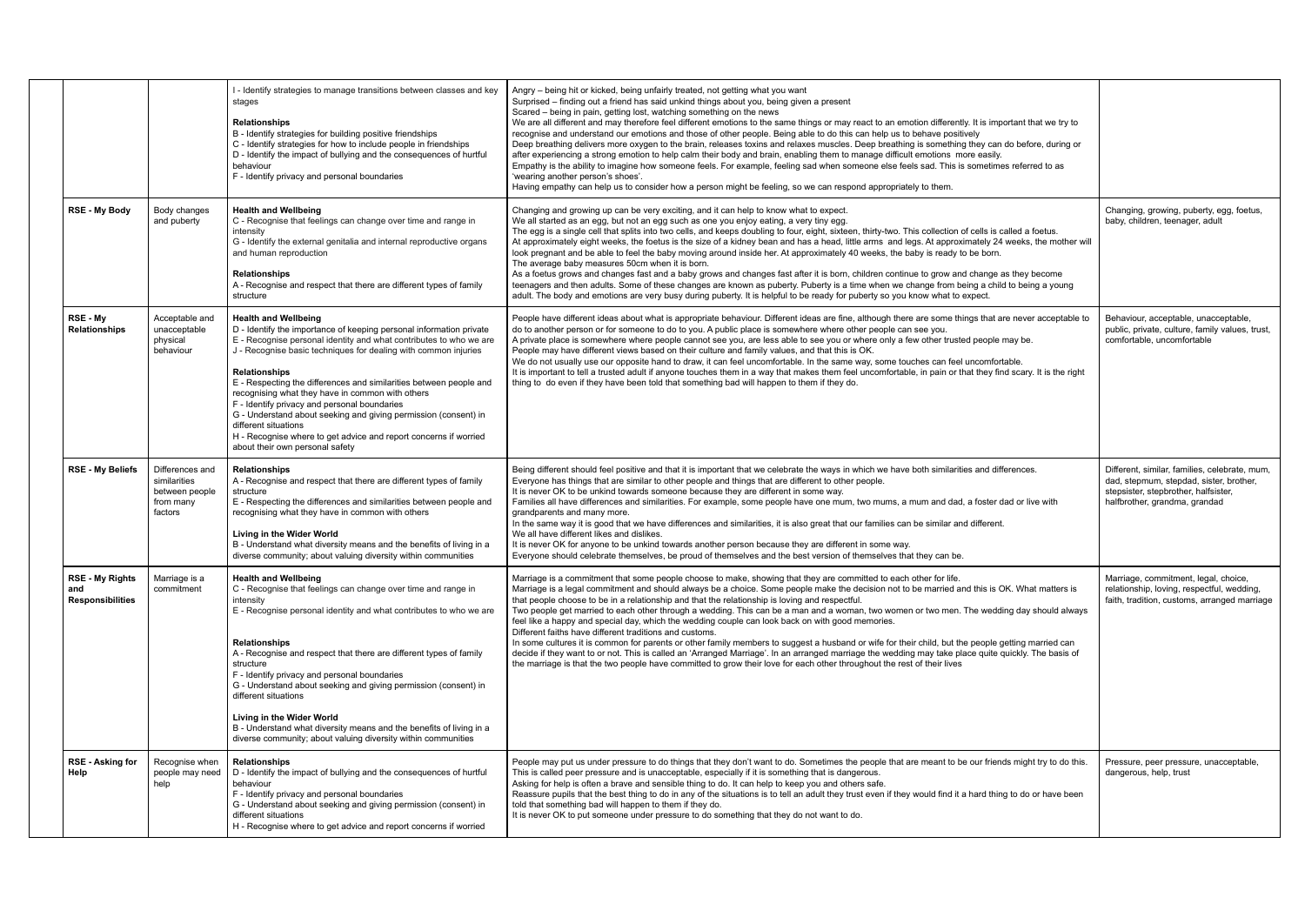|  |  |  |  |  |  |
|---|---|---|---|---|---|
|  |  |  | I - Identify strategies to manage transitions between classes and key stages<br><br>**Relationships**<br>B - Identify strategies for building positive friendships<br>C - Identify strategies for how to include people in friendships<br>D - Identify the impact of bullying and the consequences of hurtful behaviour<br>F - Identify privacy and personal boundaries | Angry – being hit or kicked, being unfairly treated, not getting what you want<br>Surprised – finding out a friend has said unkind things about you, being given a present<br>Scared – being in pain, getting lost, watching something on the news<br>We are all different and may therefore feel different emotions to the same things or may react to an emotion differently. It is important that we try to recognise and understand our emotions and those of other people. Being able to do this can help us to behave positively<br>Deep breathing delivers more oxygen to the brain, releases toxins and relaxes muscles. Deep breathing is something they can do before, during or after experiencing a strong emotion to help calm their body and brain, enabling them to manage difficult emotions more easily.<br>Empathy is the ability to imagine how someone feels. For example, feeling sad when someone else feels sad. This is sometimes referred to as 'wearing another person's shoes'.<br>Having empathy can help us to consider how a person might be feeling, so we can respond appropriately to them. |  |
|  | **RSE - My Body** | Body changes and puberty | **Health and Wellbeing**<br>C - Recognise that feelings can change over time and range in intensity<br>G - Identify the external genitalia and internal reproductive organs and human reproduction<br><br>**Relationships**<br>A - Recognise and respect that there are different types of family structure | Changing and growing up can be very exciting, and it can help to know what to expect.<br>We all started as an egg, but not an egg such as one you enjoy eating, a very tiny egg.<br>The egg is a single cell that splits into two cells, and keeps doubling to four, eight, sixteen, thirty-two. This collection of cells is called a foetus.<br>At approximately eight weeks, the foetus is the size of a kidney bean and has a head, little arms and legs. At approximately 24 weeks, the mother will look pregnant and be able to feel the baby moving around inside her. At approximately 40 weeks, the baby is ready to be born.<br>The average baby measures 50cm when it is born.<br>As a foetus grows and changes fast and a baby grows and changes fast after it is born, children continue to grow and change as they become teenagers and then adults. Some of these changes are known as puberty. Puberty is a time when we change from being a child to being a young adult. The body and emotions are very busy during puberty. It is helpful to be ready for puberty so you know what to expect. | Changing, growing, puberty, egg, foetus, baby, children, teenager, adult |
|  | **RSE - My Relationships** | Acceptable and unacceptable physical behaviour | **Health and Wellbeing**<br>D - Identify the importance of keeping personal information private<br>E - Recognise personal identity and what contributes to who we are<br>J - Recognise basic techniques for dealing with common injuries<br><br>**Relationships**<br>E - Respecting the differences and similarities between people and recognising what they have in common with others<br>F - Identify privacy and personal boundaries<br>G - Understand about seeking and giving permission (consent) in different situations<br>H - Recognise where to get advice and report concerns if worried about their own personal safety | People have different ideas about what is appropriate behaviour. Different ideas are fine, although there are some things that are never acceptable to do to another person or for someone to do to you. A public place is somewhere where other people can see you.<br>A private place is somewhere where people cannot see you, are less able to see you or where only a few other trusted people may be.<br>People may have different views based on their culture and family values, and that this is OK.<br>We do not usually use our opposite hand to draw, it can feel uncomfortable. In the same way, some touches can feel uncomfortable.<br>It is important to tell a trusted adult if anyone touches them in a way that makes them feel uncomfortable, in pain or that they find scary. It is the right thing to do even if they have been told that something bad will happen to them if they do. | Behaviour, acceptable, unacceptable, public, private, culture, family values, trust, comfortable, uncomfortable |
|  | **RSE - My Beliefs** | Differences and similarities between people from many factors | **Relationships**<br>A - Recognise and respect that there are different types of family structure<br>E - Respecting the differences and similarities between people and recognising what they have in common with others<br><br>**Living in the Wider World**<br>B - Understand what diversity means and the benefits of living in a diverse community; about valuing diversity within communities | Being different should feel positive and that it is important that we celebrate the ways in which we have both similarities and differences.<br>Everyone has things that are similar to other people and things that are different to other people.<br>It is never OK to be unkind towards someone because they are different in some way.<br>Families all have differences and similarities. For example, some people have one mum, two mums, a mum and dad, a foster dad or live with grandparents and many more.<br>In the same way it is good that we have differences and similarities, it is also great that our families can be similar and different.<br>We all have different likes and dislikes.<br>It is never OK for anyone to be unkind towards another person because they are different in some way.<br>Everyone should celebrate themselves, be proud of themselves and the best version of themselves that they can be. | Different, similar, families, celebrate, mum, dad, stepmum, stepdad, sister, brother, stepsister, stepbrother, halfsister, halfbrother, grandma, grandad |
|  | **RSE - My Rights and Responsibilities** | Marriage is a commitment | **Health and Wellbeing**<br>C - Recognise that feelings can change over time and range in intensity<br>E - Recognise personal identity and what contributes to who we are<br><br>**Relationships**<br>A - Recognise and respect that there are different types of family structure<br>F - Identify privacy and personal boundaries<br>G - Understand about seeking and giving permission (consent) in different situations<br><br>**Living in the Wider World**<br>B - Understand what diversity means and the benefits of living in a diverse community; about valuing diversity within communities | Marriage is a commitment that some people choose to make, showing that they are committed to each other for life.<br>Marriage is a legal commitment and should always be a choice. Some people make the decision not to be married and this is OK. What matters is that people choose to be in a relationship and that the relationship is loving and respectful.<br>Two people get married to each other through a wedding. This can be a man and a woman, two women or two men. The wedding day should always feel like a happy and special day, which the wedding couple can look back on with good memories.<br>Different faiths have different traditions and customs.<br>In some cultures it is common for parents or other family members to suggest a husband or wife for their child, but the people getting married can decide if they want to or not. This is called an 'Arranged Marriage'. In an arranged marriage the wedding may take place quite quickly. The basis of the marriage is that the two people have committed to grow their love for each other throughout the rest of their lives | Marriage, commitment, legal, choice, relationship, loving, respectful, wedding, faith, tradition, customs, arranged marriage |
|  | **RSE - Asking for Help** | Recognise when people may need help | **Relationships**<br>D - Identify the impact of bullying and the consequences of hurtful behaviour<br>F - Identify privacy and personal boundaries<br>G - Understand about seeking and giving permission (consent) in different situations<br>H - Recognise where to get advice and report concerns if worried | People may put us under pressure to do things that they don't want to do. Sometimes the people that are meant to be our friends might try to do this. This is called peer pressure and is unacceptable, especially if it is something that is dangerous.<br>Asking for help is often a brave and sensible thing to do. It can help to keep you and others safe.<br>Reassure pupils that the best thing to do in any of the situations is to tell an adult they trust even if they would find it a hard thing to do or have been told that something bad will happen to them if they do.<br>It is never OK to put someone under pressure to do something that they do not want to do. | Pressure, peer pressure, unacceptable, dangerous, help, trust |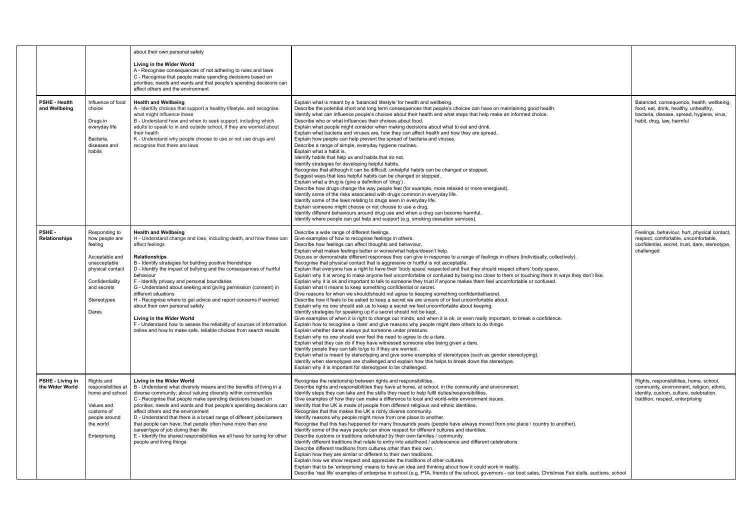| | | | | | |
|---|---|---|---|---|---|
| | | | about their own personal safety<br><br>**Living in the Wider World**<br>A - Recognise consequences of not adhering to rules and laws<br>C - Recognise that people make spending decisions based on priorities, needs and wants and that people's spending decisions can affect others and the environment | | |
| | **PSHE - Health and Wellbeing** | Influence of food choice<br><br>Drugs in everyday life<br><br>Bacteria, diseases and habits | **Health and Wellbeing**<br>A - Identify choices that support a healthy lifestyle, and recognise what might influence these<br>B - Understand how and when to seek support, including which adults to speak to in and outside school, if they are worried about their health<br>K - Understand why people choose to use or not use drugs and recognise that there are laws | Explain what is meant by a 'balanced lifestyle' for health and wellbeing.<br>Describe the potential short and long term consequences that people's choices can have on maintaining good health.<br>Identify what can influence people's choices about their health and what steps that help make an informed choice.<br>Describe who or what influences their choices about food.<br>Explain what people might consider when making decisions about what to eat and drink.<br>Explain what bacteria and viruses are, how they can affect health and how they are spread.<br>Explain how people can help prevent the spread of bacteria and viruses.<br>Describe a range of simple, everyday hygiene routines.<br>Explain what a habit is.<br>Identify habits that help us and habits that do not.<br>Identify strategies for developing helpful habits.<br>Recognise that although it can be difficult, unhelpful habits can be changed or stopped.<br>Suggest ways that less helpful habits can be changed or stopped.<br>Explain what a drug is (give a definition of 'drug') .<br>Describe how drugs change the way people feel (for example, more relaxed or more energised).<br>Identify some of the risks associated with drugs common in everyday life.<br>Identify some of the laws relating to drugs seen in everyday life.<br>Explain someone might choose or not choose to use a drug.<br>Identify different behaviours around drug use and when a drug can become harmful.<br>Identify where people can get help and support (e.g. smoking cessation services). | Balanced, consequence, health, wellbeing, food, eat, drink, healthy, unhealthy, bacteria, disease, spread, hygiene, virus, habit, drug, law, harmful |
| | **PSHE - Relationships** | Responding to how people are feeling<br><br>Acceptable and unacceptable physical contact<br><br>Confidentiality and secrets<br><br>Stereotypes<br><br>Dares | **Health and Wellbeing**<br>H - Understand change and loss, including death, and how these can affect feelings<br><br>**Relationships**<br>B - Identify strategies for building positive friendships<br>D - Identify the impact of bullying and the consequences of hurtful behaviour<br>F - Identify privacy and personal boundaries<br>G - Understand about seeking and giving permission (consent) in different situations<br>H - Recognise where to get advice and report concerns if worried about their own personal safety<br><br>**Living in the Wider World**<br>F - Understand how to assess the reliability of sources of information online and how to make safe, reliable choices from search results | Describe a wide range of different feelings.<br>Give examples of how to recognise feelings in others.<br>Describe how feelings can affect thoughts and behaviour.<br>Explain what makes feelings better or worse/what helps/doesn't help.<br>Discuss or demonstrate different responses they can give in response to a range of feelings in others (individually, collectively).<br>Recognise that physical contact that is aggressive or hurtful is not acceptable.<br>Explain that everyone has a right to have their 'body space' respected and that they should respect others' body space.<br>Explain why it is wrong to make anyone feel uncomfortable or confused by being too close to them or touching them in ways they don't like.<br>Explain why it is ok and important to talk to someone they trust if anyone makes them feel uncomfortable or confused.<br>Explain what it means to keep something confidential or secret.<br>Give reasons for when we should/should not agree to keeping something confidential/secret.<br>Describe how it feels to be asked to keep a secret we are unsure of or feel uncomfortable about.<br>Explain why no one should ask us to keep a secret we feel uncomfortable about keeping.<br>Identify strategies for speaking up if a secret should not be kept.<br>Give examples of when it is right to change our minds, and when it is ok, or even really important, to break a confidence.<br>Explain how to recognise a 'dare' and give reasons why people might dare others to do things.<br>Explain whether dares always put someone under pressure.<br>Explain why no one should ever feel the need to agree to do a dare.<br>Explain what they can do if they have witnessed someone else being given a dare.<br>Identify people they can talk to/go to if they are worried.<br>Explain what is meant by stereotyping and give some examples of stereotypes (such as gender stereotyping).<br>Identify when stereotypes are challenged and explain how this helps to break down the stereotype.<br>Explain why it is important for stereotypes to be challenged. | Feelings, behaviour, hurt, physical contact, respect, comfortable, uncomfortable, confidential, secret, trust, dare, stereotype, challenged |
| | **PSHE - Living in the Wider World** | Rights and responsibilities at home and school<br><br>Values and customs of people around the world<br><br>Enterprising | **Living in the Wider World**<br>B - Understand what diversity means and the benefits of living in a diverse community; about valuing diversity within communities<br>C - Recognise that people make spending decisions based on priorities, needs and wants and that people's spending decisions can affect others and the environment<br>D - Understand that there is a broad range of different jobs/careers that people can have; that people often have more than one career/type of job during their life<br>E - Identify the shared responsibilities we all have for caring for other people and living things | Recognise the relationship between rights and responsibilities.<br>Describe rights and responsibilities they have at home, at school, in the community and environment.<br>Identify steps they can take and the skills they need to help fulfil duties/responsibilities.<br>Give examples of how they can make a difference to local and world-wide environment issues.<br>Identify that the UK is made of people from different religious and ethnic identities.<br>Recognise that this makes the UK a richly diverse community.<br>Identify reasons why people might move from one place to another.<br>Recognise that this has happened for many thousands years (people have always moved from one place / country to another).<br>Identify some of the ways people can show respect for different cultures and identities.<br>Describe customs or traditions celebrated by their own families / community.<br>Identify different traditions that relate to entry into adulthood / adolescence and different celebrations.<br>Describe different traditions from cultures other than their own.<br>Explain how they are similar or different to their own traditions.<br>Explain how we show respect and appreciate the traditions of other cultures.<br>Explain that to be 'enterprising' means to have an idea and thinking about how it could work in reality.<br>Describe 'real life' examples of enterprise in school (e.g. PTA, friends of the school, governors - car boot sales, Christmas Fair stalls, auctions, school | Rights, responsibilities, home, school, community, environment, religion, ethnic, identity, custom, culture, celebration, tradition, respect, enterprising |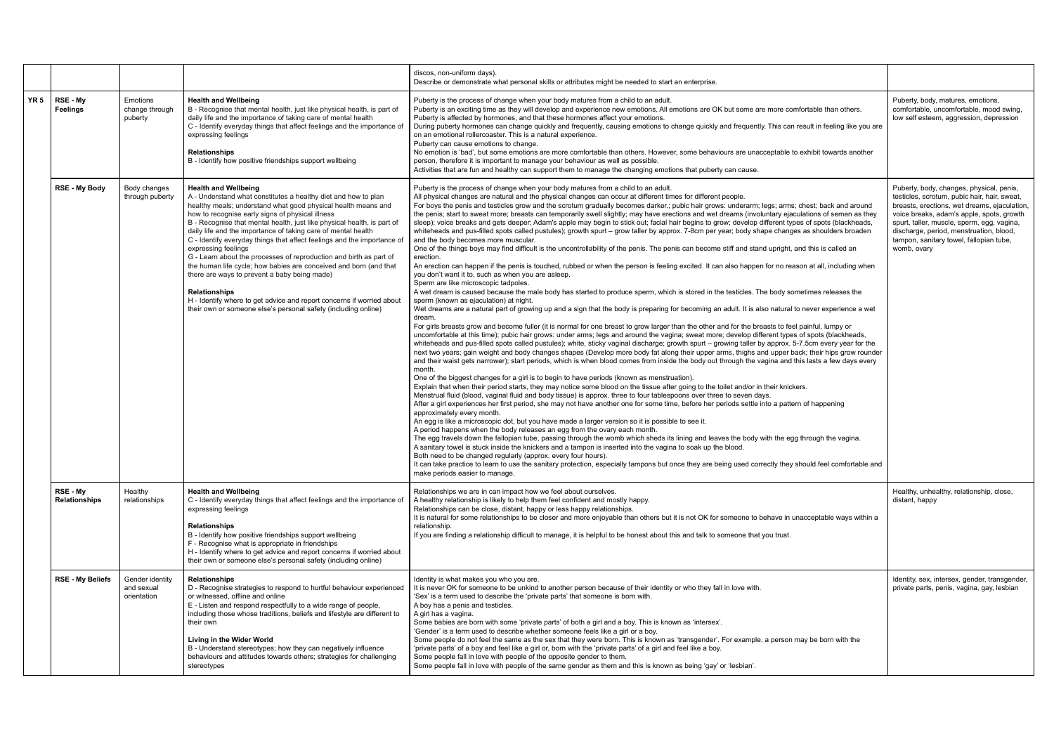| | | | | | |
|---|---|---|---|---|---|
| | | | | discos, non-uniform days).<br>Describe or demonstrate what personal skills or attributes might be needed to start an enterprise. | |
| **YR 5** | **RSE - My Feelings** | Emotions change through puberty | **Health and Wellbeing**<br>B - Recognise that mental health, just like physical health, is part of daily life and the importance of taking care of mental health<br>C - Identify everyday things that affect feelings and the importance of expressing feelings<br><br>**Relationships**<br>B - Identify how positive friendships support wellbeing | Puberty is the process of change when your body matures from a child to an adult.<br>Puberty is an exciting time as they will develop and experience new emotions. All emotions are OK but some are more comfortable than others.<br>Puberty is affected by hormones, and that these hormones affect your emotions.<br>During puberty hormones can change quickly and frequently, causing emotions to change quickly and frequently. This can result in feeling like you are on an emotional rollercoaster. This is a natural experience.<br>Puberty can cause emotions to change.<br>No emotion is 'bad', but some emotions are more comfortable than others. However, some behaviours are unacceptable to exhibit towards another person, therefore it is important to manage your behaviour as well as possible.<br>Activities that are fun and healthy can support them to manage the changing emotions that puberty can cause. | Puberty, body, matures, emotions, comfortable, uncomfortable, mood swing, low self esteem, aggression, depression |
| | **RSE - My Body** | Body changes through puberty | **Health and Wellbeing**<br>A - Understand what constitutes a healthy diet and how to plan healthy meals; understand what good physical health means and how to recognise early signs of physical illness<br>B - Recognise that mental health, just like physical health, is part of daily life and the importance of taking care of mental health<br>C - Identify everyday things that affect feelings and the importance of expressing feelings<br>G - Learn about the processes of reproduction and birth as part of the human life cycle; how babies are conceived and born (and that there are ways to prevent a baby being made)<br><br>**Relationships**<br>H - Identify where to get advice and report concerns if worried about their own or someone else's personal safety (including online) | Puberty is the process of change when your body matures from a child to an adult.<br>All physical changes are natural and the physical changes can occur at different times for different people.<br>For boys the penis and testicles grow and the scrotum gradually becomes darker.; pubic hair grows: underarm; legs; arms; chest; back and around the penis; start to sweat more; breasts can temporarily swell slightly; may have erections and wet dreams (involuntary ejaculations of semen as they sleep); voice breaks and gets deeper; Adam's apple may begin to stick out; facial hair begins to grow; develop different types of spots (blackheads, whiteheads and pus-filled spots called pustules); growth spurt – grow taller by approx. 7-8cm per year; body shape changes as shoulders broaden and the body becomes more muscular.<br>One of the things boys may find difficult is the uncontrollability of the penis. The penis can become stiff and stand upright, and this is called an erection.<br>An erection can happen if the penis is touched, rubbed or when the person is feeling excited. It can also happen for no reason at all, including when you don't want it to, such as when you are asleep.<br>Sperm are like microscopic tadpoles.<br>A wet dream is caused because the male body has started to produce sperm, which is stored in the testicles. The body sometimes releases the sperm (known as ejaculation) at night.<br>Wet dreams are a natural part of growing up and a sign that the body is preparing for becoming an adult. It is also natural to never experience a wet dream.<br>For girls breasts grow and become fuller (it is normal for one breast to grow larger than the other and for the breasts to feel painful, lumpy or uncomfortable at this time); pubic hair grows: under arms; legs and around the vagina; sweat more; develop different types of spots (blackheads, whiteheads and pus-filled spots called pustules); white, sticky vaginal discharge; growth spurt – growing taller by approx. 5-7.5cm every year for the next two years; gain weight and body changes shapes (Develop more body fat along their upper arms, thighs and upper back; their hips grow rounder and their waist gets narrower); start periods, which is when blood comes from inside the body out through the vagina and this lasts a few days every month.<br>One of the biggest changes for a girl is to begin to have periods (known as menstruation).<br>Explain that when their period starts, they may notice some blood on the tissue after going to the toilet and/or in their knickers.<br>Menstrual fluid (blood, vaginal fluid and body tissue) is approx. three to four tablespoons over three to seven days.<br>After a girl experiences her first period, she may not have another one for some time, before her periods settle into a pattern of happening approximately every month.<br>An egg is like a microscopic dot, but you have made a larger version so it is possible to see it.<br>A period happens when the body releases an egg from the ovary each month.<br>The egg travels down the fallopian tube, passing through the womb which sheds its lining and leaves the body with the egg through the vagina.<br>A sanitary towel is stuck inside the knickers and a tampon is inserted into the vagina to soak up the blood.<br>Both need to be changed regularly (approx. every four hours).<br>It can take practice to learn to use the sanitary protection, especially tampons but once they are being used correctly they should feel comfortable and make periods easier to manage. | Puberty, body, changes, physical, penis, testicles, scrotum, pubic hair, hair, sweat, breasts, erections, wet dreams, ejaculation, voice breaks, adam's apple, spots, growth spurt, taller, muscle, sperm, egg, vagina, discharge, period, menstruation, blood, tampon, sanitary towel, fallopian tube, womb, ovary |
| | **RSE - My Relationships** | Healthy relationships | **Health and Wellbeing**<br>C - Identify everyday things that affect feelings and the importance of expressing feelings<br><br>**Relationships**<br>B - Identify how positive friendships support wellbeing<br>F - Recognise what is appropriate in friendships<br>H - Identify where to get advice and report concerns if worried about their own or someone else's personal safety (including online) | Relationships we are in can impact how we feel about ourselves.<br>A healthy relationship is likely to help them feel confident and mostly happy.<br>Relationships can be close, distant, happy or less happy relationships.<br>It is natural for some relationships to be closer and more enjoyable than others but it is not OK for someone to behave in unacceptable ways within a relationship.<br>If you are finding a relationship difficult to manage, it is helpful to be honest about this and talk to someone that you trust. | Healthy, unhealthy, relationship, close, distant, happy |
| | **RSE - My Beliefs** | Gender identity and sexual orientation | **Relationships**<br>D - Recognise strategies to respond to hurtful behaviour experienced or witnessed, offline and online<br>E - Listen and respond respectfully to a wide range of people, including those whose traditions, beliefs and lifestyle are different to their own<br><br>**Living in the Wider World**<br>B - Understand stereotypes; how they can negatively influence behaviours and attitudes towards others; strategies for challenging stereotypes | Identity is what makes you who you are.<br>It is never OK for someone to be unkind to another person because of their identity or who they fall in love with.<br>'Sex' is a term used to describe the 'private parts' that someone is born with.<br>A boy has a penis and testicles.<br>A girl has a vagina.<br>Some babies are born with some 'private parts' of both a girl and a boy. This is known as 'intersex'.<br>'Gender' is a term used to describe whether someone feels like a girl or a boy.<br>Some people do not feel the same as the sex that they were born. This is known as 'transgender'. For example, a person may be born with the 'private parts' of a boy and feel like a girl, or born with the 'private parts' of a girl and feel like a boy.<br>Some people fall in love with people of the opposite gender to them.<br>Some people fall in love with people of the same gender as them and this is known as being 'gay' or 'lesbian'. | Identity, sex, intersex, gender, transgender, private parts, penis, vagina, gay, lesbian |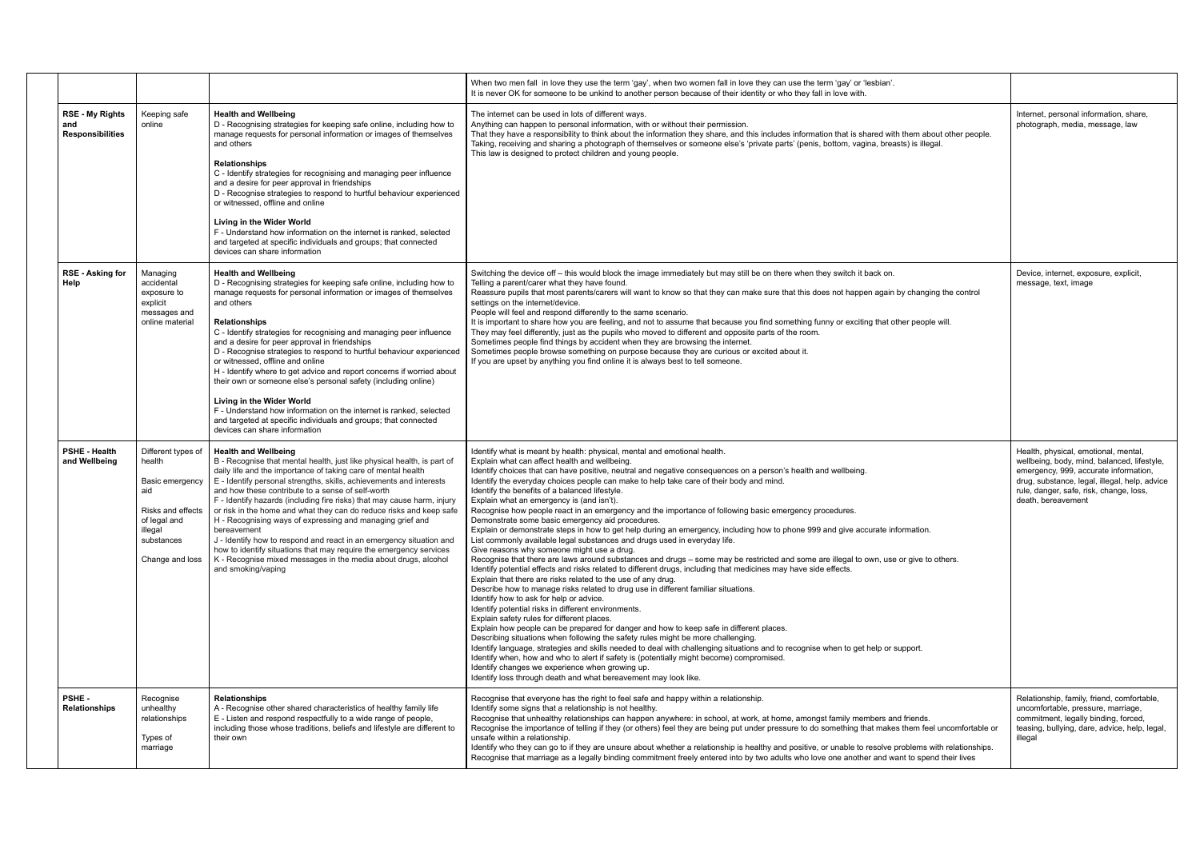| | | | | |
|---|---|---|---|---|
| | | | When two men fall in love they use the term 'gay', when two women fall in love they can use the term 'gay' or 'lesbian'.<br>It is never OK for someone to be unkind to another person because of their identity or who they fall in love with. | |
| **RSE - My Rights and Responsibilities** | Keeping safe online | **Health and Wellbeing**<br>D - Recognising strategies for keeping safe online, including how to manage requests for personal information or images of themselves and others<br><br>**Relationships**<br>C - Identify strategies for recognising and managing peer influence and a desire for peer approval in friendships<br>D - Recognise strategies to respond to hurtful behaviour experienced or witnessed, offline and online<br><br>**Living in the Wider World**<br>F - Understand how information on the internet is ranked, selected and targeted at specific individuals and groups; that connected devices can share information | The internet can be used in lots of different ways.<br>Anything can happen to personal information, with or without their permission.<br>That they have a responsibility to think about the information they share, and this includes information that is shared with them about other people.<br>Taking, receiving and sharing a photograph of themselves or someone else's 'private parts' (penis, bottom, vagina, breasts) is illegal.<br>This law is designed to protect children and young people. | Internet, personal information, share, photograph, media, message, law |
| **RSE - Asking for Help** | Managing accidental exposure to explicit messages and online material | **Health and Wellbeing**<br>D - Recognising strategies for keeping safe online, including how to manage requests for personal information or images of themselves and others<br><br>**Relationships**<br>C - Identify strategies for recognising and managing peer influence and a desire for peer approval in friendships<br>D - Recognise strategies to respond to hurtful behaviour experienced or witnessed, offline and online<br>H - Identify where to get advice and report concerns if worried about their own or someone else's personal safety (including online)<br><br>**Living in the Wider World**<br>F - Understand how information on the internet is ranked, selected and targeted at specific individuals and groups; that connected devices can share information | Switching the device off – this would block the image immediately but may still be on there when they switch it back on.<br>Telling a parent/carer what they have found.<br>Reassure pupils that most parents/carers will want to know so that they can make sure that this does not happen again by changing the control settings on the internet/device.<br>People will feel and respond differently to the same scenario.<br>It is important to share how you are feeling, and not to assume that because you find something funny or exciting that other people will.<br>They may feel differently, just as the pupils who moved to different and opposite parts of the room.<br>Sometimes people find things by accident when they are browsing the internet.<br>Sometimes people browse something on purpose because they are curious or excited about it.<br>If you are upset by anything you find online it is always best to tell someone. | Device, internet, exposure, explicit, message, text, image |
| **PSHE - Health and Wellbeing** | Different types of health<br><br>Basic emergency aid<br><br>Risks and effects of legal and illegal substances<br><br>Change and loss | **Health and Wellbeing**<br>B - Recognise that mental health, just like physical health, is part of daily life and the importance of taking care of mental health<br>E - Identify personal strengths, skills, achievements and interests and how these contribute to a sense of self-worth<br>F - Identify hazards (including fire risks) that may cause harm, injury or risk in the home and what they can do reduce risks and keep safe<br>H - Recognising ways of expressing and managing grief and bereavement<br>J - Identify how to respond and react in an emergency situation and how to identify situations that may require the emergency services<br>K - Recognise mixed messages in the media about drugs, alcohol and smoking/vaping | Identify what is meant by health: physical, mental and emotional health.<br>Explain what can affect health and wellbeing.<br>Identify choices that can have positive, neutral and negative consequences on a person's health and wellbeing.<br>Identify the everyday choices people can make to help take care of their body and mind.<br>Identify the benefits of a balanced lifestyle.<br>Explain what an emergency is (and isn't).<br>Recognise how people react in an emergency and the importance of following basic emergency procedures.<br>Demonstrate some basic emergency aid procedures.<br>Explain or demonstrate steps in how to get help during an emergency, including how to phone 999 and give accurate information.<br>List commonly available legal substances and drugs used in everyday life.<br>Give reasons why someone might use a drug.<br>Recognise that there are laws around substances and drugs – some may be restricted and some are illegal to own, use or give to others.<br>Identify potential effects and risks related to different drugs, including that medicines may have side effects.<br>Explain that there are risks related to the use of any drug.<br>Describe how to manage risks related to drug use in different familiar situations.<br>Identify how to ask for help or advice.<br>Identify potential risks in different environments.<br>Explain safety rules for different places.<br>Explain how people can be prepared for danger and how to keep safe in different places.<br>Describing situations when following the safety rules might be more challenging.<br>Identify language, strategies and skills needed to deal with challenging situations and to recognise when to get help or support.<br>Identify when, how and who to alert if safety is (potentially might become) compromised.<br>Identify changes we experience when growing up.<br>Identify loss through death and what bereavement may look like. | Health, physical, emotional, mental, wellbeing, body, mind, balanced, lifestyle, emergency, 999, accurate information, drug, substance, legal, illegal, help, advice rule, danger, safe, risk, change, loss, death, bereavement |
| **PSHE - Relationships** | Recognise unhealthy relationships<br><br>Types of marriage | **Relationships**<br>A - Recognise other shared characteristics of healthy family life<br>E - Listen and respond respectfully to a wide range of people, including those whose traditions, beliefs and lifestyle are different to their own | Recognise that everyone has the right to feel safe and happy within a relationship.<br>Identify some signs that a relationship is not healthy.<br>Recognise that unhealthy relationships can happen anywhere: in school, at work, at home, amongst family members and friends.<br>Recognise the importance of telling if they (or others) feel they are being put under pressure to do something that makes them feel uncomfortable or unsafe within a relationship.<br>Identify who they can go to if they are unsure about whether a relationship is healthy and positive, or unable to resolve problems with relationships.<br>Recognise that marriage as a legally binding commitment freely entered into by two adults who love one another and want to spend their lives | Relationship, family, friend, comfortable, uncomfortable, pressure, marriage, commitment, legally binding, forced, teasing, bullying, dare, advice, help, legal, illegal |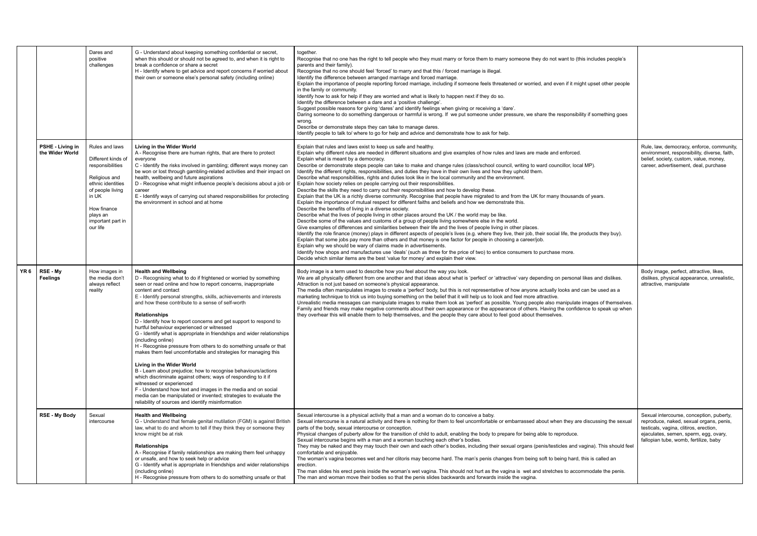| | | | | | |
|---|---|---|---|---|---|
| | | Dares and positive challenges | G - Understand about keeping something confidential or secret, when this should or should not be agreed to, and when it is right to break a confidence or share a secret<br>H - Identify where to get advice and report concerns if worried about their own or someone else's personal safety (including online) | together.<br>Recognise that no one has the right to tell people who they must marry or force them to marry someone they do not want to (this includes people's parents and their family).<br>Recognise that no one should feel 'forced' to marry and that this / forced marriage is illegal.<br>Identify the difference between arranged marriage and forced marriage.<br>Explain the importance of people reporting forced marriage, including if someone feels threatened or worried, and even if it might upset other people in the family or community.<br>Identify how to ask for help if they are worried and what is likely to happen next if they do so.<br>Identify the difference between a dare and a 'positive challenge'.<br>Suggest possible reasons for giving 'dares' and identify feelings when giving or receiving a 'dare'.<br>Daring someone to do something dangerous or harmful is wrong. If we put someone under pressure, we share the responsibility if something goes wrong.<br>Describe or demonstrate steps they can take to manage dares.<br>Identify people to talk to/ where to go for help and advice and demonstrate how to ask for help. | |
| | **PSHE - Living in the Wider World** | Rules and laws<br><br>Different kinds of responsibilities<br><br>Religious and ethnic identities of people living in UK<br><br>How finance plays an important part in our life | **Living in the Wider World**<br>A - Recognise there are human rights, that are there to protect everyone<br>C - Identify the risks involved in gambling; different ways money can be won or lost through gambling-related activities and their impact on health, wellbeing and future aspirations<br>D - Recognise what might influence people's decisions about a job or career<br>E - Identify ways of carrying out shared responsibilities for protecting the environment in school and at home | Explain that rules and laws exist to keep us safe and healthy.<br>Explain why different rules are needed in different situations and give examples of how rules and laws are made and enforced.<br>Explain what is meant by a democracy.<br>Describe or demonstrate steps people can take to make and change rules (class/school council, writing to ward councillor, local MP).<br>Identify the different rights, responsibilities, and duties they have in their own lives and how they uphold them.<br>Describe what responsibilities, rights and duties look like in the local community and the environment.<br>Explain how society relies on people carrying out their responsibilities.<br>Describe the skills they need to carry out their responsibilities and how to develop these.<br>Explain that the UK is a richly diverse community. Recognise that people have migrated to and from the UK for many thousands of years.<br>Explain the importance of mutual respect for different faiths and beliefs and how we demonstrate this.<br>Describe the benefits of living in a diverse society.<br>Describe what the lives of people living in other places around the UK / the world may be like.<br>Describe some of the values and customs of a group of people living somewhere else in the world.<br>Give examples of differences and similarities between their life and the lives of people living in other places.<br>Identify the role finance (money) plays in different aspects of people's lives (e.g. where they live, their job, their social life, the products they buy).<br>Explain that some jobs pay more than others and that money is one factor for people in choosing a career/job.<br>Explain why we should be wary of claims made in advertisements.<br>Identify how shops and manufactures use 'deals' (such as three for the price of two) to entice consumers to purchase more.<br>Decide which similar items are the best 'value for money' and explain their view. | Rule, law, democracy, enforce, community, environment, responsibility, diverse, faith, belief, society, custom, value, money, career, advertisement, deal, purchase |
| **YR 6** | **RSE - My Feelings** | How images in the media don't always reflect reality | **Health and Wellbeing**<br>D - Recognising what to do if frightened or worried by something seen or read online and how to report concerns, inappropriate content and contact<br>E - Identify personal strengths, skills, achievements and interests and how these contribute to a sense of self-worth<br><br>**Relationships**<br>D - Identify how to report concerns and get support to respond to hurtful behaviour experienced or witnessed<br>G - Identify what is appropriate in friendships and wider relationships (including online)<br>H - Recognise pressure from others to do something unsafe or that makes them feel uncomfortable and strategies for managing this<br><br>**Living in the Wider World**<br>B - Learn about prejudice; how to recognise behaviours/actions which discriminate against others; ways of responding to it if witnessed or experienced<br>F - Understand how text and images in the media and on social media can be manipulated or invented; strategies to evaluate the reliability of sources and identify misinformation | Body image is a term used to describe how you feel about the way you look.<br>We are all physically different from one another and that ideas about what is 'perfect' or 'attractive' vary depending on personal likes and dislikes.<br>Attraction is not just based on someone's physical appearance.<br>The media often manipulates images to create a 'perfect' body, but this is not representative of how anyone actually looks and can be used as a marketing technique to trick us into buying something on the belief that it will help us to look and feel more attractive.<br>Unrealistic media messages can manipulate images to make them look as 'perfect' as possible. Young people also manipulate images of themselves.<br>Family and friends may make negative comments about their own appearance or the appearance of others. Having the confidence to speak up when they overhear this will enable them to help themselves, and the people they care about to feel good about themselves. | Body image, perfect, attractive, likes, dislikes, physical appearance, unrealistic, attractive, manipulate |
| | **RSE - My Body** | Sexual intercourse | **Health and Wellbeing**<br>G - Understand that female genital mutilation (FGM) is against British law, what to do and whom to tell if they think they or someone they know might be at risk<br><br>**Relationships**<br>A - Recognise if family relationships are making them feel unhappy or unsafe, and how to seek help or advice<br>G - Identify what is appropriate in friendships and wider relationships (including online)<br>H - Recognise pressure from others to do something unsafe or that | Sexual intercourse is a physical activity that a man and a woman do to conceive a baby.<br>Sexual intercourse is a natural activity and there is nothing for them to feel uncomfortable or embarrassed about when they are discussing the sexual parts of the body, sexual intercourse or conception.<br>Physical changes of puberty allow for the transition of child to adult, enabling the body to prepare for being able to reproduce.<br>Sexual intercourse begins with a man and a woman touching each other's bodies.<br>They may be naked and they may touch their own and each other's bodies, including their sexual organs (penis/testicles and vagina). This should feel comfortable and enjoyable.<br>The woman's vagina becomes wet and her clitoris may become hard. The man's penis changes from being soft to being hard, this is called an erection.<br>The man slides his erect penis inside the woman's wet vagina. This should not hurt as the vagina is wet and stretches to accommodate the penis.<br>The man and woman move their bodies so that the penis slides backwards and forwards inside the vagina. | Sexual intercourse, conception, puberty, reproduce, naked, sexual organs, penis, testicals, vagina, clitiros, erection, ejaculates, semen, sperm, egg, ovary, fallopian tube, womb, fertilize, baby |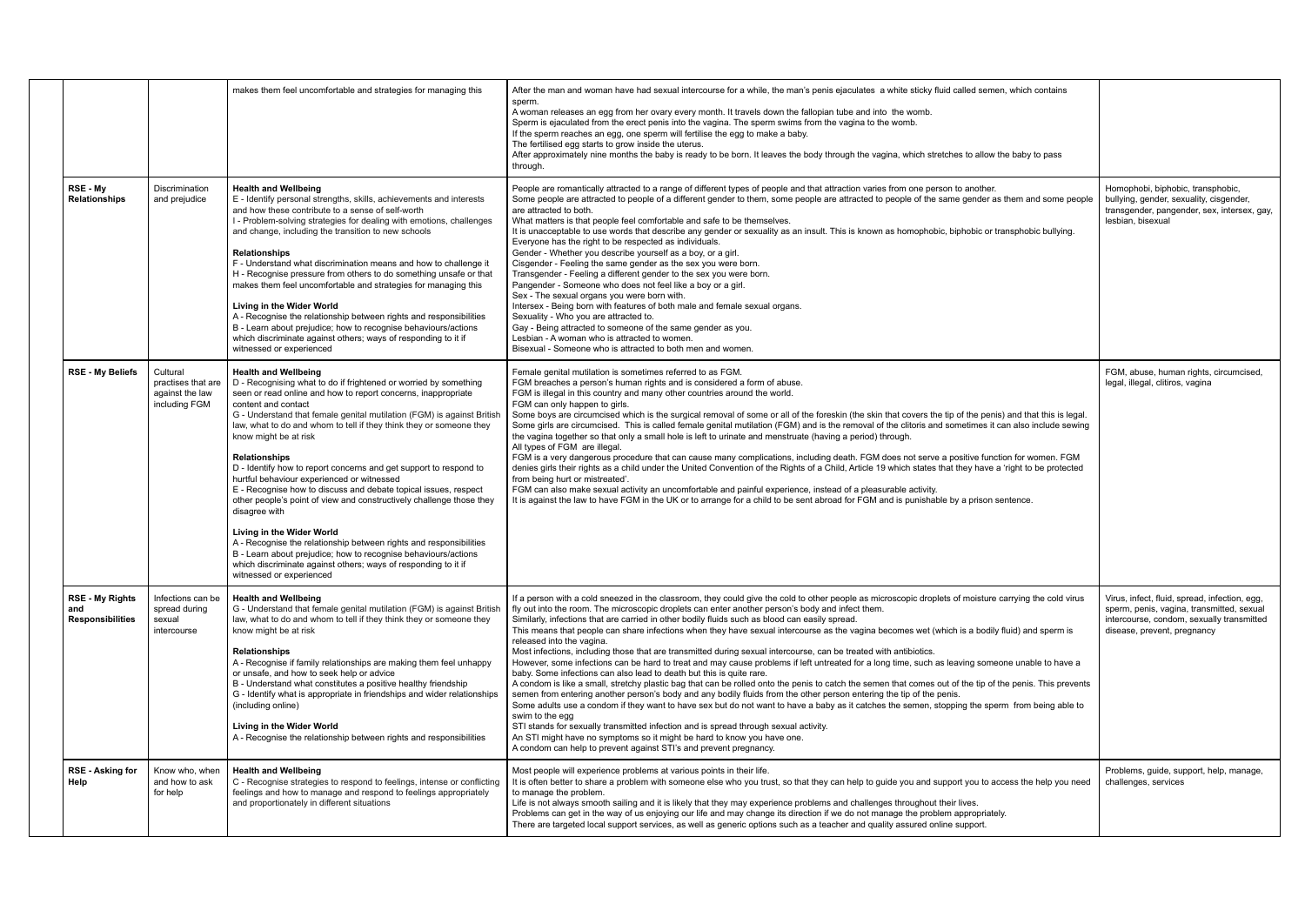| | | | | | |
|---|---|---|---|---|---|
| | | | makes them feel uncomfortable and strategies for managing this | After the man and woman have had sexual intercourse for a while, the man's penis ejaculates a white sticky fluid called semen, which contains sperm.<br>A woman releases an egg from her ovary every month. It travels down the fallopian tube and into the womb.<br>Sperm is ejaculated from the erect penis into the vagina. The sperm swims from the vagina to the womb.<br>If the sperm reaches an egg, one sperm will fertilise the egg to make a baby.<br>The fertilised egg starts to grow inside the uterus.<br>After approximately nine months the baby is ready to be born. It leaves the body through the vagina, which stretches to allow the baby to pass through. | |
| | **RSE - My Relationships** | Discrimination and prejudice | **Health and Wellbeing**<br>E - Identify personal strengths, skills, achievements and interests and how these contribute to a sense of self-worth<br>I - Problem-solving strategies for dealing with emotions, challenges and change, including the transition to new schools<br><br>**Relationships**<br>F - Understand what discrimination means and how to challenge it<br>H - Recognise pressure from others to do something unsafe or that makes them feel uncomfortable and strategies for managing this<br><br>**Living in the Wider World**<br>A - Recognise the relationship between rights and responsibilities<br>B - Learn about prejudice; how to recognise behaviours/actions which discriminate against others; ways of responding to it if witnessed or experienced | People are romantically attracted to a range of different types of people and that attraction varies from one person to another.<br>Some people are attracted to people of a different gender to them, some people are attracted to people of the same gender as them and some people are attracted to both.<br>What matters is that people feel comfortable and safe to be themselves.<br>It is unacceptable to use words that describe any gender or sexuality as an insult. This is known as homophobic, biphobic or transphobic bullying.<br>Everyone has the right to be respected as individuals.<br>Gender - Whether you describe yourself as a boy, or a girl.<br>Cisgender - Feeling the same gender as the sex you were born.<br>Transgender - Feeling a different gender to the sex you were born.<br>Pangender - Someone who does not feel like a boy or a girl.<br>Sex - The sexual organs you were born with.<br>Intersex - Being born with features of both male and female sexual organs.<br>Sexuality - Who you are attracted to.<br>Gay - Being attracted to someone of the same gender as you.<br>Lesbian - A woman who is attracted to women.<br>Bisexual - Someone who is attracted to both men and women. | Homophobi, biphobic, transphobic, bullying, gender, sexuality, cisgender, transgender, pangender, sex, intersex, gay, lesbian, bisexual |
| | **RSE - My Beliefs** | Cultural practises that are against the law including FGM | **Health and Wellbeing**<br>D - Recognising what to do if frightened or worried by something seen or read online and how to report concerns, inappropriate content and contact<br>G - Understand that female genital mutilation (FGM) is against British law, what to do and whom to tell if they think they or someone they know might be at risk<br><br>**Relationships**<br>D - Identify how to report concerns and get support to respond to hurtful behaviour experienced or witnessed<br>E - Recognise how to discuss and debate topical issues, respect other people's point of view and constructively challenge those they disagree with<br><br>**Living in the Wider World**<br>A - Recognise the relationship between rights and responsibilities<br>B - Learn about prejudice; how to recognise behaviours/actions which discriminate against others; ways of responding to it if witnessed or experienced | Female genital mutilation is sometimes referred to as FGM.<br>FGM breaches a person's human rights and is considered a form of abuse.<br>FGM is illegal in this country and many other countries around the world.<br>FGM can only happen to girls.<br>Some boys are circumcised which is the surgical removal of some or all of the foreskin (the skin that covers the tip of the penis) and that this is legal.<br>Some girls are circumcised. This is called female genital mutilation (FGM) and is the removal of the clitoris and sometimes it can also include sewing the vagina together so that only a small hole is left to urinate and menstruate (having a period) through.<br>All types of FGM are illegal.<br>FGM is a very dangerous procedure that can cause many complications, including death. FGM does not serve a positive function for women. FGM denies girls their rights as a child under the United Convention of the Rights of a Child, Article 19 which states that they have a 'right to be protected from being hurt or mistreated'.<br>FGM can also make sexual activity an uncomfortable and painful experience, instead of a pleasurable activity.<br>It is against the law to have FGM in the UK or to arrange for a child to be sent abroad for FGM and is punishable by a prison sentence. | FGM, abuse, human rights, circumcised, legal, illegal, clitiros, vagina |
| | **RSE - My Rights and Responsibilities** | Infections can be spread during sexual intercourse | **Health and Wellbeing**<br>G - Understand that female genital mutilation (FGM) is against British law, what to do and whom to tell if they think they or someone they know might be at risk<br><br>**Relationships**<br>A - Recognise if family relationships are making them feel unhappy or unsafe, and how to seek help or advice<br>B - Understand what constitutes a positive healthy friendship<br>G - Identify what is appropriate in friendships and wider relationships (including online)<br><br>**Living in the Wider World**<br>A - Recognise the relationship between rights and responsibilities | If a person with a cold sneezed in the classroom, they could give the cold to other people as microscopic droplets of moisture carrying the cold virus fly out into the room. The microscopic droplets can enter another person's body and infect them.<br>Similarly, infections that are carried in other bodily fluids such as blood can easily spread.<br>This means that people can share infections when they have sexual intercourse as the vagina becomes wet (which is a bodily fluid) and sperm is released into the vagina.<br>Most infections, including those that are transmitted during sexual intercourse, can be treated with antibiotics.<br>However, some infections can be hard to treat and may cause problems if left untreated for a long time, such as leaving someone unable to have a baby. Some infections can also lead to death but this is quite rare.<br>A condom is like a small, stretchy plastic bag that can be rolled onto the penis to catch the semen that comes out of the tip of the penis. This prevents semen from entering another person's body and any bodily fluids from the other person entering the tip of the penis.<br>Some adults use a condom if they want to have sex but do not want to have a baby as it catches the semen, stopping the sperm from being able to swim to the egg<br>STI stands for sexually transmitted infection and is spread through sexual activity.<br>An STI might have no symptoms so it might be hard to know you have one.<br>A condom can help to prevent against STI's and prevent pregnancy. | Virus, infect, fluid, spread, infection, egg, sperm, penis, vagina, transmitted, sexual intercourse, condom, sexually transmitted disease, prevent, pregnancy |
| | **RSE - Asking for Help** | Know who, when and how to ask for help | **Health and Wellbeing**<br>C - Recognise strategies to respond to feelings, intense or conflicting feelings and how to manage and respond to feelings appropriately and proportionately in different situations | Most people will experience problems at various points in their life.<br>It is often better to share a problem with someone else who you trust, so that they can help to guide you and support you to access the help you need to manage the problem.<br>Life is not always smooth sailing and it is likely that they may experience problems and challenges throughout their lives.<br>Problems can get in the way of us enjoying our life and may change its direction if we do not manage the problem appropriately.<br>There are targeted local support services, as well as generic options such as a teacher and quality assured online support. | Problems, guide, support, help, manage, challenges, services |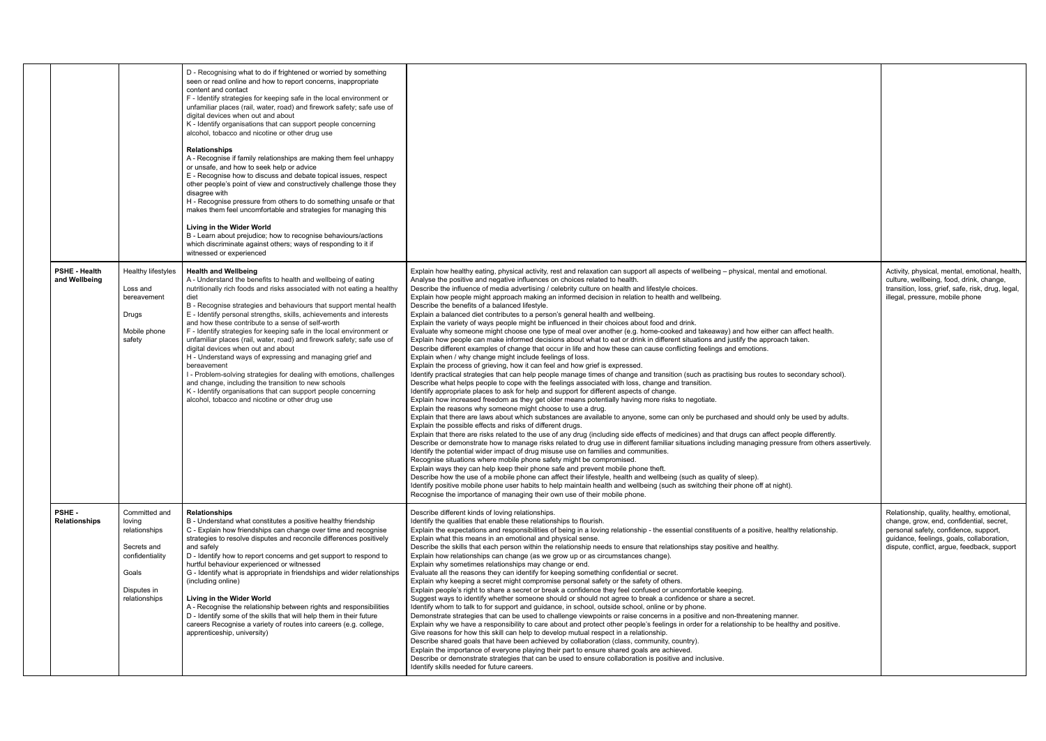| | | | | | |
|---|---|---|---|---|---|
| | | | D - Recognising what to do if frightened or worried by something seen or read online and how to report concerns, inappropriate content and contact<br>F - Identify strategies for keeping safe in the local environment or unfamiliar places (rail, water, road) and firework safety; safe use of digital devices when out and about<br>K - Identify organisations that can support people concerning alcohol, tobacco and nicotine or other drug use<br><br>**Relationships**<br>A - Recognise if family relationships are making them feel unhappy or unsafe, and how to seek help or advice<br>E - Recognise how to discuss and debate topical issues, respect other people's point of view and constructively challenge those they disagree with<br>H - Recognise pressure from others to do something unsafe or that makes them feel uncomfortable and strategies for managing this<br><br>**Living in the Wider World**<br>B - Learn about prejudice; how to recognise behaviours/actions which discriminate against others; ways of responding to it if witnessed or experienced | | |
| | **PSHE - Health and Wellbeing** | Healthy lifestyles<br><br>Loss and bereavement<br><br>Drugs<br><br>Mobile phone safety | **Health and Wellbeing**<br>A - Understand the benefits to health and wellbeing of eating nutritionally rich foods and risks associated with not eating a healthy diet<br>B - Recognise strategies and behaviours that support mental health<br>E - Identify personal strengths, skills, achievements and interests and how these contribute to a sense of self-worth<br>F - Identify strategies for keeping safe in the local environment or unfamiliar places (rail, water, road) and firework safety; safe use of digital devices when out and about<br>H - Understand ways of expressing and managing grief and bereavement<br>I - Problem-solving strategies for dealing with emotions, challenges and change, including the transition to new schools<br>K - Identify organisations that can support people concerning alcohol, tobacco and nicotine or other drug use | Explain how healthy eating, physical activity, rest and relaxation can support all aspects of wellbeing – physical, mental and emotional.<br>Analyse the positive and negative influences on choices related to health.<br>Describe the influence of media advertising / celebrity culture on health and lifestyle choices.<br>Explain how people might approach making an informed decision in relation to health and wellbeing.<br>Describe the benefits of a balanced lifestyle.<br>Explain a balanced diet contributes to a person's general health and wellbeing.<br>Explain the variety of ways people might be influenced in their choices about food and drink.<br>Evaluate why someone might choose one type of meal over another (e.g. home-cooked and takeaway) and how either can affect health.<br>Explain how people can make informed decisions about what to eat or drink in different situations and justify the approach taken.<br>Describe different examples of change that occur in life and how these can cause conflicting feelings and emotions.<br>Explain when / why change might include feelings of loss.<br>Explain the process of grieving, how it can feel and how grief is expressed.<br>Identify practical strategies that can help people manage times of change and transition (such as practising bus routes to secondary school).<br>Describe what helps people to cope with the feelings associated with loss, change and transition.<br>Identify appropriate places to ask for help and support for different aspects of change.<br>Explain how increased freedom as they get older means potentially having more risks to negotiate.<br>Explain the reasons why someone might choose to use a drug.<br>Explain that there are laws about which substances are available to anyone, some can only be purchased and should only be used by adults.<br>Explain the possible effects and risks of different drugs.<br>Explain that there are risks related to the use of any drug (including side effects of medicines) and that drugs can affect people differently.<br>Describe or demonstrate how to manage risks related to drug use in different familiar situations including managing pressure from others assertively.<br>Identify the potential wider impact of drug misuse on families and communities.<br>Recognise situations where mobile phone safety might be compromised.<br>Explain ways they can help keep their phone safe and prevent mobile phone theft.<br>Describe how the use of a mobile phone can affect their lifestyle, health and wellbeing (such as quality of sleep).<br>Identify positive mobile phone user habits to help maintain health and wellbeing (such as switching their phone off at night).<br>Recognise the importance of managing their own use of their mobile phone. | Activity, physical, mental, emotional, health, culture, wellbeing, food, drink, change, transition, loss, grief, safe, risk, drug, legal, illegal, pressure, mobile phone |
| | **PSHE - Relationships** | Committed and loving relationships<br><br>Secrets and confidentiality<br><br>Goals<br><br>Disputes in relationships | **Relationships**<br>B - Understand what constitutes a positive healthy friendship<br>C - Explain how friendships can change over time and recognise strategies to resolve disputes and reconcile differences positively and safely<br>D - Identify how to report concerns and get support to respond to hurtful behaviour experienced or witnessed<br>G - Identify what is appropriate in friendships and wider relationships (including online)<br><br>**Living in the Wider World**<br>A - Recognise the relationship between rights and responsibilities<br>D - Identify some of the skills that will help them in their future careers Recognise a variety of routes into careers (e.g. college, apprenticeship, university) | Describe different kinds of loving relationships.<br>Identify the qualities that enable these relationships to flourish.<br>Explain the expectations and responsibilities of being in a loving relationship - the essential constituents of a positive, healthy relationship.<br>Explain what this means in an emotional and physical sense.<br>Describe the skills that each person within the relationship needs to ensure that relationships stay positive and healthy.<br>Explain how relationships can change (as we grow up or as circumstances change).<br>Explain why sometimes relationships may change or end.<br>Evaluate all the reasons they can identify for keeping something confidential or secret.<br>Explain why keeping a secret might compromise personal safety or the safety of others.<br>Explain people's right to share a secret or break a confidence they feel confused or uncomfortable keeping.<br>Suggest ways to identify whether someone should or should not agree to break a confidence or share a secret.<br>Identify whom to talk to for support and guidance, in school, outside school, online or by phone.<br>Demonstrate strategies that can be used to challenge viewpoints or raise concerns in a positive and non-threatening manner.<br>Explain why we have a responsibility to care about and protect other people's feelings in order for a relationship to be healthy and positive.<br>Give reasons for how this skill can help to develop mutual respect in a relationship.<br>Describe shared goals that have been achieved by collaboration (class, community, country).<br>Explain the importance of everyone playing their part to ensure shared goals are achieved.<br>Describe or demonstrate strategies that can be used to ensure collaboration is positive and inclusive.<br>Identify skills needed for future careers. | Relationship, quality, healthy, emotional, change, grow, end, confidential, secret, personal safety, confidence, support, guidance, feelings, goals, collaboration, dispute, conflict, argue, feedback, support |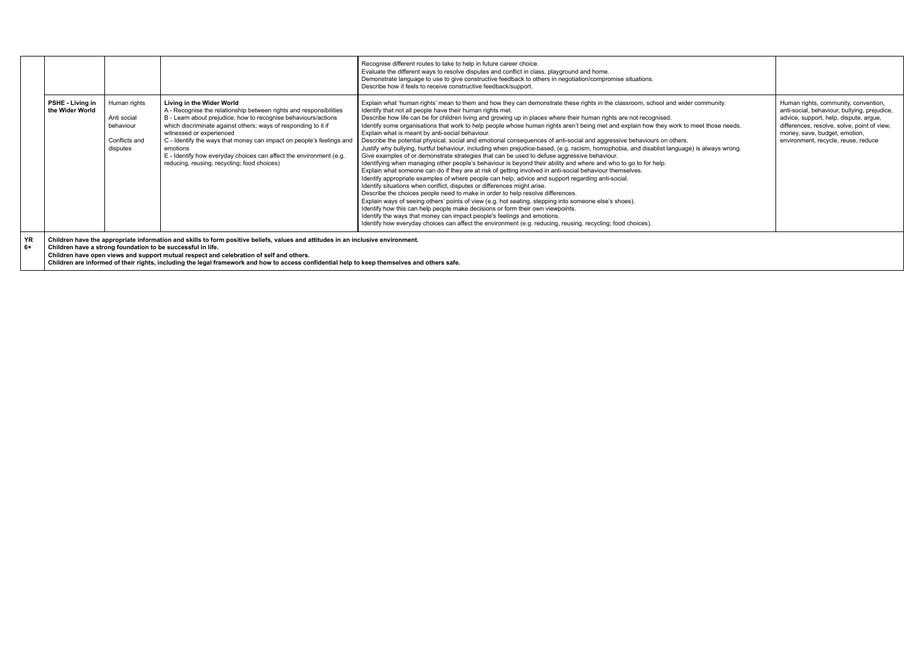| | | | | | |
|---|---|---|---|---|---|
| | | | | Recognise different routes to take to help in future career choice.<br>Evaluate the different ways to resolve disputes and conflict in class, playground and home.<br>Demonstrate language to use to give constructive feedback to others in negotiation/compromise situations.<br>Describe how it feels to receive constructive feedback/support. | |
| | **PSHE - Living in the Wider World** | Human rights<br><br>Anti social behaviour<br><br>Conflicts and disputes | **Living in the Wider World**<br>A - Recognise the relationship between rights and responsibilities<br>B - Learn about prejudice; how to recognise behaviours/actions which discriminate against others; ways of responding to it if witnessed or experienced<br>C - Identify the ways that money can impact on people's feelings and emotions<br>E - Identify how everyday choices can affect the environment (e.g. reducing, reusing, recycling; food choices) | Explain what 'human rights' mean to them and how they can demonstrate these rights in the classroom, school and wider community.<br>Identify that not all people have their human rights met.<br>Describe how life can be for children living and growing up in places where their human rights are not recognised.<br>Identify some organisations that work to help people whose human rights aren't being met and explain how they work to meet those needs.<br>Explain what is meant by anti-social behaviour.<br>Describe the potential physical, social and emotional consequences of anti-social and aggressive behaviours on others.<br>Justify why bullying, hurtful behaviour, including when prejudice-based, (e.g. racism, homophobia, and disablist language) is always wrong.<br>Give examples of or demonstrate strategies that can be used to defuse aggressive behaviour.<br>Identifying when managing other people's behaviour is beyond their ability and where and who to go to for help.<br>Explain what someone can do if they are at risk of getting involved in anti-social behaviour themselves.<br>Identify appropriate examples of where people can help, advice and support regarding anti-social.<br>Identify situations when conflict, disputes or differences might arise.<br>Describe the choices people need to make in order to help resolve differences.<br>Explain ways of seeing others' points of view (e.g. hot seating, stepping into someone else's shoes).<br>Identify how this can help people make decisions or form their own viewpoints.<br>Identify the ways that money can impact people's feelings and emotions.<br>Identify how everyday choices can affect the environment (e.g. reducing, reusing, recycling; food choices). | Human rights, community, convention, anti-social, behaviour, bullying, prejudice, advice, support, help, dispute, argue, differences, resolve, solve, point of view, money, save, budget, emotion, environment, recycle, reuse, reduce |
| **YR 6+** | **Children have the appropriate information and skills to form positive beliefs, values and attitudes in an inclusive environment.<br>Children have a strong foundation to be successful in life.<br>Children have open views and support mutual respect and celebration of self and others.<br>Children are informed of their rights, including the legal framework and how to access confidential help to keep themselves and others safe.** | | | | |